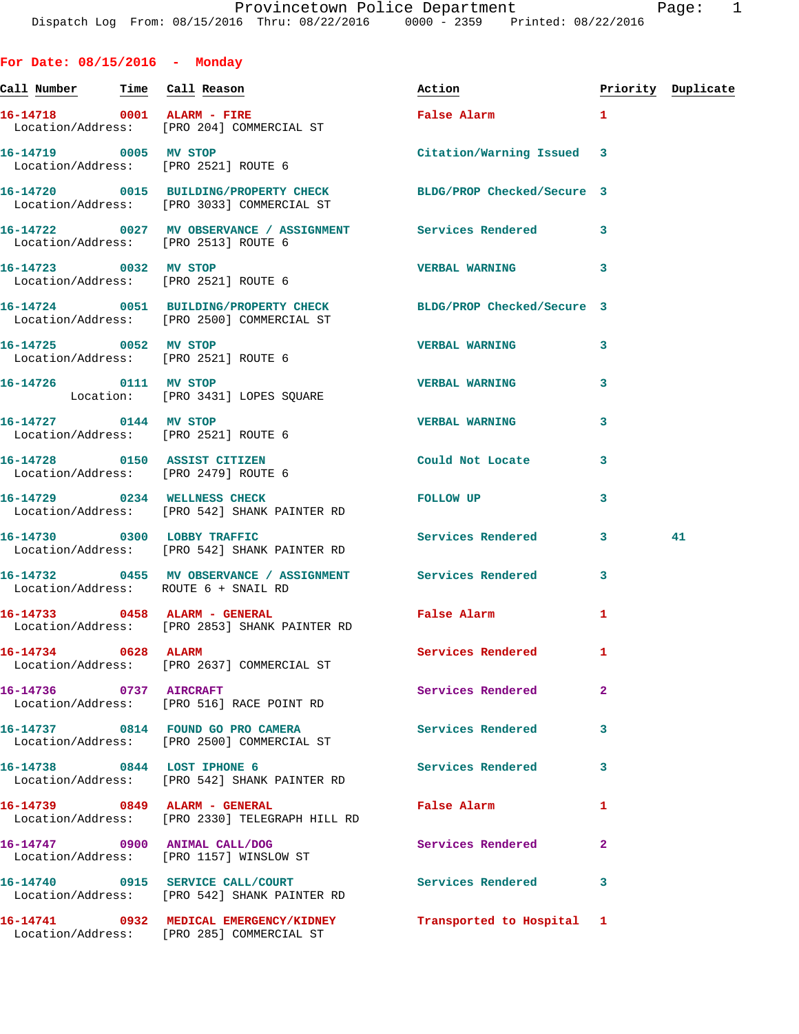## For Date: 08/15/2016 - Monday

| Call Number | Time | Call Reason | Action | Priority | Duplicate |
|---|---|---|---|---|---|
| 16-14718 | 0001 | ALARM - FIRE | False Alarm | 1 | |
| Location/Address: | | [PRO 204] COMMERCIAL ST | | | |
| 16-14719 | 0005 | MV STOP | Citation/Warning Issued | 3 | |
| Location/Address: | | [PRO 2521] ROUTE 6 | | | |
| 16-14720 | 0015 | BUILDING/PROPERTY CHECK | BLDG/PROP Checked/Secure | 3 | |
| Location/Address: | | [PRO 3033] COMMERCIAL ST | | | |
| 16-14722 | 0027 | MV OBSERVANCE / ASSIGNMENT | Services Rendered | 3 | |
| Location/Address: | | [PRO 2513] ROUTE 6 | | | |
| 16-14723 | 0032 | MV STOP | VERBAL WARNING | 3 | |
| Location/Address: | | [PRO 2521] ROUTE 6 | | | |
| 16-14724 | 0051 | BUILDING/PROPERTY CHECK | BLDG/PROP Checked/Secure | 3 | |
| Location/Address: | | [PRO 2500] COMMERCIAL ST | | | |
| 16-14725 | 0052 | MV STOP | VERBAL WARNING | 3 | |
| Location/Address: | | [PRO 2521] ROUTE 6 | | | |
| 16-14726 | 0111 | MV STOP | VERBAL WARNING | 3 | |
| Location: | | [PRO 3431] LOPES SQUARE | | | |
| 16-14727 | 0144 | MV STOP | VERBAL WARNING | 3 | |
| Location/Address: | | [PRO 2521] ROUTE 6 | | | |
| 16-14728 | 0150 | ASSIST CITIZEN | Could Not Locate | 3 | |
| Location/Address: | | [PRO 2479] ROUTE 6 | | | |
| 16-14729 | 0234 | WELLNESS CHECK | FOLLOW UP | 3 | |
| Location/Address: | | [PRO 542] SHANK PAINTER RD | | | |
| 16-14730 | 0300 | LOBBY TRAFFIC | Services Rendered | 3 | 41 |
| Location/Address: | | [PRO 542] SHANK PAINTER RD | | | |
| 16-14732 | 0455 | MV OBSERVANCE / ASSIGNMENT | Services Rendered | 3 | |
| Location/Address: | | ROUTE 6 + SNAIL RD | | | |
| 16-14733 | 0458 | ALARM - GENERAL | False Alarm | 1 | |
| Location/Address: | | [PRO 2853] SHANK PAINTER RD | | | |
| 16-14734 | 0628 | ALARM | Services Rendered | 1 | |
| Location/Address: | | [PRO 2637] COMMERCIAL ST | | | |
| 16-14736 | 0737 | AIRCRAFT | Services Rendered | 2 | |
| Location/Address: | | [PRO 516] RACE POINT RD | | | |
| 16-14737 | 0814 | FOUND GO PRO CAMERA | Services Rendered | 3 | |
| Location/Address: | | [PRO 2500] COMMERCIAL ST | | | |
| 16-14738 | 0844 | LOST IPHONE 6 | Services Rendered | 3 | |
| Location/Address: | | [PRO 542] SHANK PAINTER RD | | | |
| 16-14739 | 0849 | ALARM - GENERAL | False Alarm | 1 | |
| Location/Address: | | [PRO 2330] TELEGRAPH HILL RD | | | |
| 16-14747 | 0900 | ANIMAL CALL/DOG | Services Rendered | 2 | |
| Location/Address: | | [PRO 1157] WINSLOW ST | | | |
| 16-14740 | 0915 | SERVICE CALL/COURT | Services Rendered | 3 | |
| Location/Address: | | [PRO 542] SHANK PAINTER RD | | | |
| 16-14741 | 0932 | MEDICAL EMERGENCY/KIDNEY | Transported to Hospital | 1 | |
| Location/Address: | | [PRO 285] COMMERCIAL ST | | | |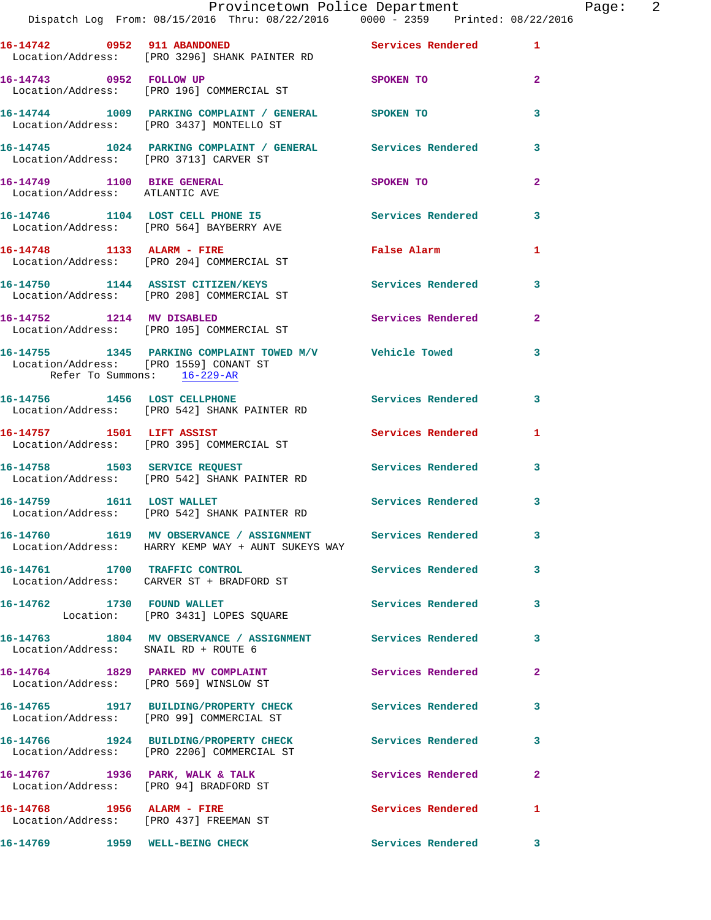16-14742 0952 911 ABANDONED Services Rendered 1
Location/Address: [PRO 3296] SHANK PAINTER RD

16-14743 0952 FOLLOW UP SPOKEN TO 2
Location/Address: [PRO 196] COMMERCIAL ST

16-14744 1009 PARKING COMPLAINT / GENERAL SPOKEN TO 3
Location/Address: [PRO 3437] MONTELLO ST

16-14745 1024 PARKING COMPLAINT / GENERAL Services Rendered 3
Location/Address: [PRO 3713] CARVER ST

16-14749 1100 BIKE GENERAL SPOKEN TO 2
Location/Address: ATLANTIC AVE

16-14746 1104 LOST CELL PHONE I5 Services Rendered 3
Location/Address: [PRO 564] BAYBERRY AVE

16-14748 1133 ALARM - FIRE False Alarm 1
Location/Address: [PRO 204] COMMERCIAL ST

16-14750 1144 ASSIST CITIZEN/KEYS Services Rendered 3
Location/Address: [PRO 208] COMMERCIAL ST

16-14752 1214 MV DISABLED Services Rendered 2
Location/Address: [PRO 105] COMMERCIAL ST

16-14755 1345 PARKING COMPLAINT TOWED M/V Vehicle Towed 3
Location/Address: [PRO 1559] CONANT ST
Refer To Summons: 16-229-AR

16-14756 1456 LOST CELLPHONE Services Rendered 3
Location/Address: [PRO 542] SHANK PAINTER RD

16-14757 1501 LIFT ASSIST Services Rendered 1
Location/Address: [PRO 395] COMMERCIAL ST

16-14758 1503 SERVICE REQUEST Services Rendered 3
Location/Address: [PRO 542] SHANK PAINTER RD

16-14759 1611 LOST WALLET Services Rendered 3
Location/Address: [PRO 542] SHANK PAINTER RD

16-14760 1619 MV OBSERVANCE / ASSIGNMENT Services Rendered 3
Location/Address: HARRY KEMP WAY + AUNT SUKEYS WAY

16-14761 1700 TRAFFIC CONTROL Services Rendered 3
Location/Address: CARVER ST + BRADFORD ST

16-14762 1730 FOUND WALLET Services Rendered 3
Location: [PRO 3431] LOPES SQUARE

16-14763 1804 MV OBSERVANCE / ASSIGNMENT Services Rendered 3
Location/Address: SNAIL RD + ROUTE 6

16-14764 1829 PARKED MV COMPLAINT Services Rendered 2
Location/Address: [PRO 569] WINSLOW ST

16-14765 1917 BUILDING/PROPERTY CHECK Services Rendered 3
Location/Address: [PRO 99] COMMERCIAL ST

16-14766 1924 BUILDING/PROPERTY CHECK Services Rendered 3
Location/Address: [PRO 2206] COMMERCIAL ST

16-14767 1936 PARK, WALK & TALK Services Rendered 2
Location/Address: [PRO 94] BRADFORD ST

16-14768 1956 ALARM - FIRE Services Rendered 1
Location/Address: [PRO 437] FREEMAN ST

16-14769 1959 WELL-BEING CHECK Services Rendered 3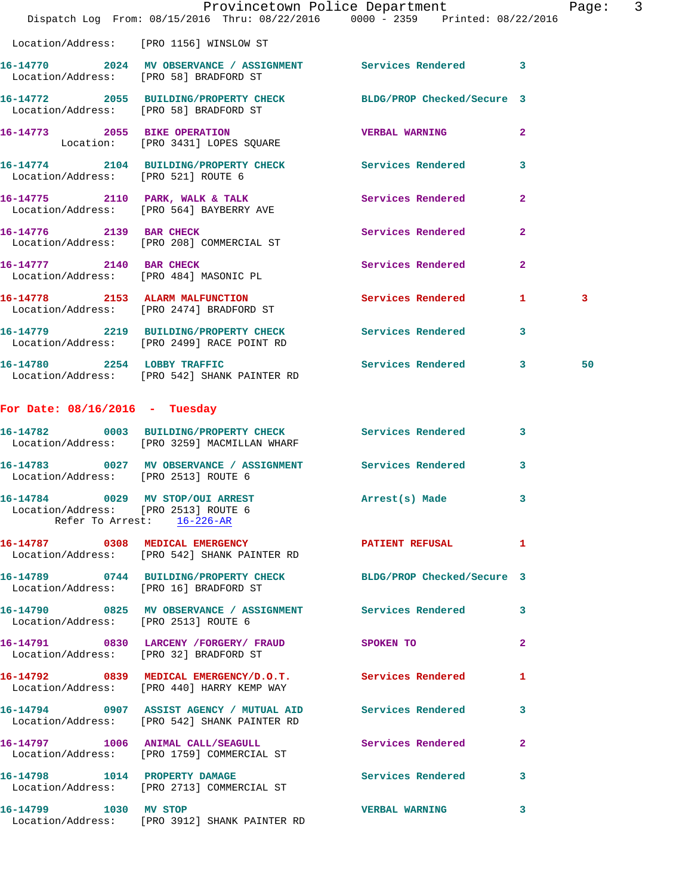Location/Address: [PRO 1156] WINSLOW ST

16-14770 2024 MV OBSERVANCE / ASSIGNMENT Services Rendered 3
Location/Address: [PRO 58] BRADFORD ST

16-14772 2055 BUILDING/PROPERTY CHECK BLDG/PROP Checked/Secure 3
Location/Address: [PRO 58] BRADFORD ST

16-14773 2055 BIKE OPERATION VERBAL WARNING 2
Location: [PRO 3431] LOPES SQUARE

16-14774 2104 BUILDING/PROPERTY CHECK Services Rendered 3
Location/Address: [PRO 521] ROUTE 6

16-14775 2110 PARK, WALK & TALK Services Rendered 2
Location/Address: [PRO 564] BAYBERRY AVE

16-14776 2139 BAR CHECK Services Rendered 2
Location/Address: [PRO 208] COMMERCIAL ST

16-14777 2140 BAR CHECK Services Rendered 2
Location/Address: [PRO 484] MASONIC PL

16-14778 2153 ALARM MALFUNCTION Services Rendered 1 3
Location/Address: [PRO 2474] BRADFORD ST

16-14779 2219 BUILDING/PROPERTY CHECK Services Rendered 3
Location/Address: [PRO 2499] RACE POINT RD

16-14780 2254 LOBBY TRAFFIC Services Rendered 3 50
Location/Address: [PRO 542] SHANK PAINTER RD

## For Date: 08/16/2016 - Tuesday

16-14782 0003 BUILDING/PROPERTY CHECK Services Rendered 3
Location/Address: [PRO 3259] MACMILLAN WHARF

16-14783 0027 MV OBSERVANCE / ASSIGNMENT Services Rendered 3
Location/Address: [PRO 2513] ROUTE 6

16-14784 0029 MV STOP/OUI ARREST Arrest(s) Made 3
Location/Address: [PRO 2513] ROUTE 6
Refer To Arrest: 16-226-AR

16-14787 0308 MEDICAL EMERGENCY PATIENT REFUSAL 1
Location/Address: [PRO 542] SHANK PAINTER RD

16-14789 0744 BUILDING/PROPERTY CHECK BLDG/PROP Checked/Secure 3
Location/Address: [PRO 16] BRADFORD ST

16-14790 0825 MV OBSERVANCE / ASSIGNMENT Services Rendered 3
Location/Address: [PRO 2513] ROUTE 6

16-14791 0830 LARCENY /FORGERY/ FRAUD SPOKEN TO 2
Location/Address: [PRO 32] BRADFORD ST

16-14792 0839 MEDICAL EMERGENCY/D.O.T. Services Rendered 1
Location/Address: [PRO 440] HARRY KEMP WAY

16-14794 0907 ASSIST AGENCY / MUTUAL AID Services Rendered 3
Location/Address: [PRO 542] SHANK PAINTER RD

16-14797 1006 ANIMAL CALL/SEAGULL Services Rendered 2
Location/Address: [PRO 1759] COMMERCIAL ST

16-14798 1014 PROPERTY DAMAGE Services Rendered 3
Location/Address: [PRO 2713] COMMERCIAL ST

16-14799 1030 MV STOP VERBAL WARNING 3
Location/Address: [PRO 3912] SHANK PAINTER RD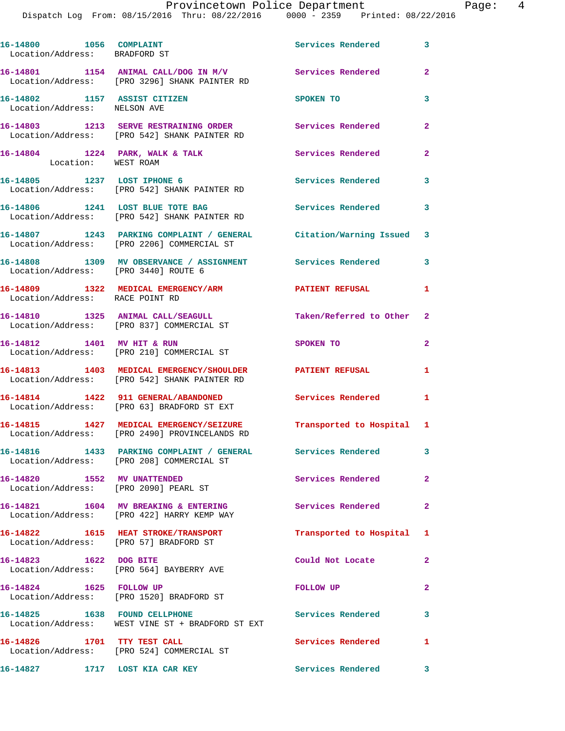16-14800 1056 COMPLAINT Services Rendered 3
Location/Address: BRADFORD ST

16-14801 1154 ANIMAL CALL/DOG IN M/V Services Rendered 2
Location/Address: [PRO 3296] SHANK PAINTER RD

16-14802 1157 ASSIST CITIZEN SPOKEN TO 3
Location/Address: NELSON AVE

16-14803 1213 SERVE RESTRAINING ORDER Services Rendered 2
Location/Address: [PRO 542] SHANK PAINTER RD

16-14804 1224 PARK, WALK & TALK Services Rendered 2
Location: WEST ROAM

16-14805 1237 LOST IPHONE 6 Services Rendered 3
Location/Address: [PRO 542] SHANK PAINTER RD

16-14806 1241 LOST BLUE TOTE BAG Services Rendered 3
Location/Address: [PRO 542] SHANK PAINTER RD

16-14807 1243 PARKING COMPLAINT / GENERAL Citation/Warning Issued 3
Location/Address: [PRO 2206] COMMERCIAL ST

16-14808 1309 MV OBSERVANCE / ASSIGNMENT Services Rendered 3
Location/Address: [PRO 3440] ROUTE 6

16-14809 1322 MEDICAL EMERGENCY/ARM PATIENT REFUSAL 1
Location/Address: RACE POINT RD

16-14810 1325 ANIMAL CALL/SEAGULL Taken/Referred to Other 2
Location/Address: [PRO 837] COMMERCIAL ST

16-14812 1401 MV HIT & RUN SPOKEN TO 2
Location/Address: [PRO 210] COMMERCIAL ST

16-14813 1403 MEDICAL EMERGENCY/SHOULDER PATIENT REFUSAL 1
Location/Address: [PRO 542] SHANK PAINTER RD

16-14814 1422 911 GENERAL/ABANDONED Services Rendered 1
Location/Address: [PRO 63] BRADFORD ST EXT

16-14815 1427 MEDICAL EMERGENCY/SEIZURE Transported to Hospital 1
Location/Address: [PRO 2490] PROVINCELANDS RD

16-14816 1433 PARKING COMPLAINT / GENERAL Services Rendered 3
Location/Address: [PRO 208] COMMERCIAL ST

16-14820 1552 MV UNATTENDED Services Rendered 2
Location/Address: [PRO 2090] PEARL ST

16-14821 1604 MV BREAKING & ENTERING Services Rendered 2
Location/Address: [PRO 422] HARRY KEMP WAY

16-14822 1615 HEAT STROKE/TRANSPORT Transported to Hospital 1
Location/Address: [PRO 57] BRADFORD ST

16-14823 1622 DOG BITE Could Not Locate 2
Location/Address: [PRO 564] BAYBERRY AVE

16-14824 1625 FOLLOW UP FOLLOW UP 2
Location/Address: [PRO 1520] BRADFORD ST

16-14825 1638 FOUND CELLPHONE Services Rendered 3
Location/Address: WEST VINE ST + BRADFORD ST EXT

16-14826 1701 TTY TEST CALL Services Rendered 1
Location/Address: [PRO 524] COMMERCIAL ST

16-14827 1717 LOST KIA CAR KEY Services Rendered 3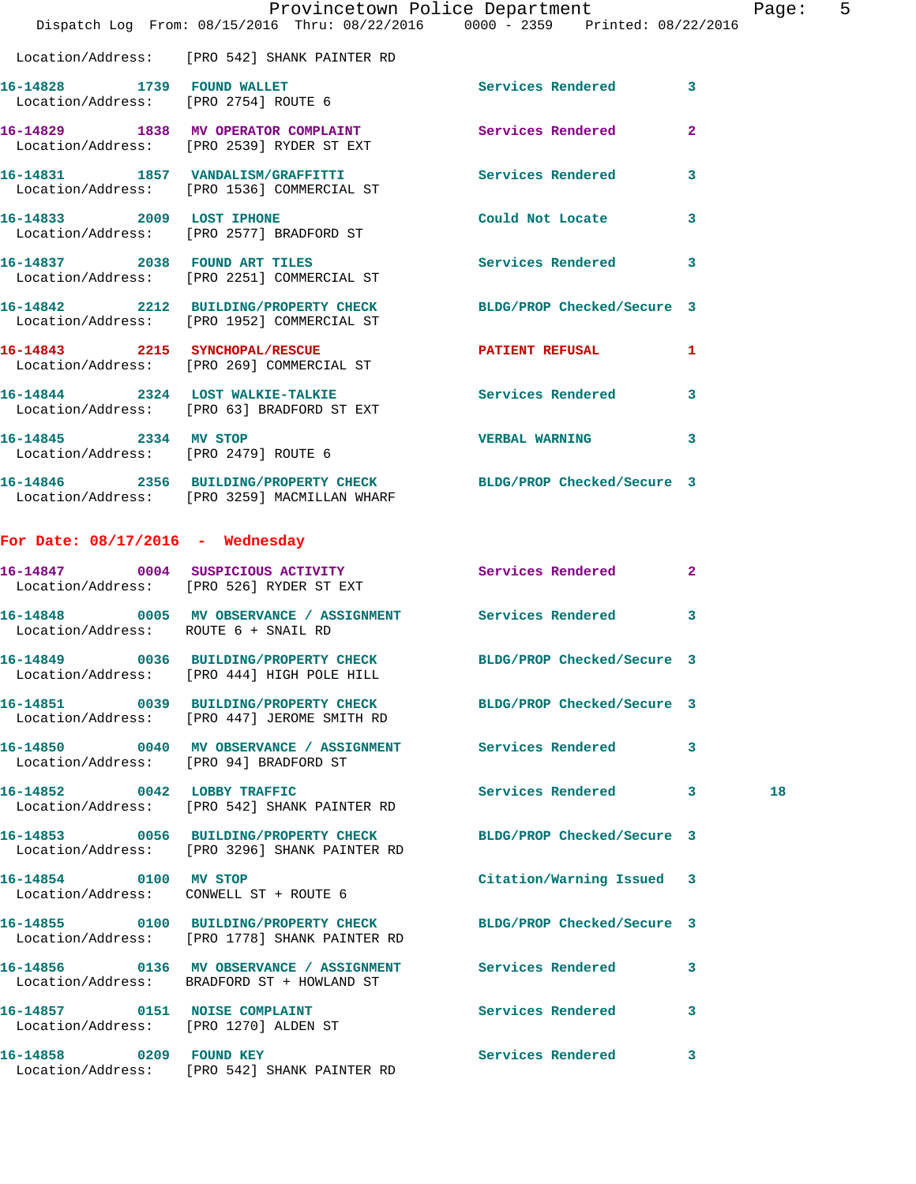Location/Address: [PRO 542] SHANK PAINTER RD

| Call # | Time | Call Type | Disposition | Priority | |
|---|---|---|---|---|---|
| 16-14828 | 1739 | FOUND WALLET | Services Rendered | 3 | |
| | | Location/Address: [PRO 2754] ROUTE 6 | | | |
| 16-14829 | 1838 | MV OPERATOR COMPLAINT | Services Rendered | 2 | |
| | | Location/Address: [PRO 2539] RYDER ST EXT | | | |
| 16-14831 | 1857 | VANDALISM/GRAFFITTI | Services Rendered | 3 | |
| | | Location/Address: [PRO 1536] COMMERCIAL ST | | | |
| 16-14833 | 2009 | LOST IPHONE | Could Not Locate | 3 | |
| | | Location/Address: [PRO 2577] BRADFORD ST | | | |
| 16-14837 | 2038 | FOUND ART TILES | Services Rendered | 3 | |
| | | Location/Address: [PRO 2251] COMMERCIAL ST | | | |
| 16-14842 | 2212 | BUILDING/PROPERTY CHECK | BLDG/PROP Checked/Secure | 3 | |
| | | Location/Address: [PRO 1952] COMMERCIAL ST | | | |
| 16-14843 | 2215 | SYNCHOPAL/RESCUE | PATIENT REFUSAL | 1 | |
| | | Location/Address: [PRO 269] COMMERCIAL ST | | | |
| 16-14844 | 2324 | LOST WALKIE-TALKIE | Services Rendered | 3 | |
| | | Location/Address: [PRO 63] BRADFORD ST EXT | | | |
| 16-14845 | 2334 | MV STOP | VERBAL WARNING | 3 | |
| | | Location/Address: [PRO 2479] ROUTE 6 | | | |
| 16-14846 | 2356 | BUILDING/PROPERTY CHECK | BLDG/PROP Checked/Secure | 3 | |
| | | Location/Address: [PRO 3259] MACMILLAN WHARF | | | |

## For Date: 08/17/2016 - Wednesday

| Call # | Time | Call Type | Disposition | Priority | |
|---|---|---|---|---|---|
| 16-14847 | 0004 | SUSPICIOUS ACTIVITY | Services Rendered | 2 | |
| | | Location/Address: [PRO 526] RYDER ST EXT | | | |
| 16-14848 | 0005 | MV OBSERVANCE / ASSIGNMENT | Services Rendered | 3 | |
| | | Location/Address: ROUTE 6 + SNAIL RD | | | |
| 16-14849 | 0036 | BUILDING/PROPERTY CHECK | BLDG/PROP Checked/Secure | 3 | |
| | | Location/Address: [PRO 444] HIGH POLE HILL | | | |
| 16-14851 | 0039 | BUILDING/PROPERTY CHECK | BLDG/PROP Checked/Secure | 3 | |
| | | Location/Address: [PRO 447] JEROME SMITH RD | | | |
| 16-14850 | 0040 | MV OBSERVANCE / ASSIGNMENT | Services Rendered | 3 | |
| | | Location/Address: [PRO 94] BRADFORD ST | | | |
| 16-14852 | 0042 | LOBBY TRAFFIC | Services Rendered | 3 | 18 |
| | | Location/Address: [PRO 542] SHANK PAINTER RD | | | |
| 16-14853 | 0056 | BUILDING/PROPERTY CHECK | BLDG/PROP Checked/Secure | 3 | |
| | | Location/Address: [PRO 3296] SHANK PAINTER RD | | | |
| 16-14854 | 0100 | MV STOP | Citation/Warning Issued | 3 | |
| | | Location/Address: CONWELL ST + ROUTE 6 | | | |
| 16-14855 | 0100 | BUILDING/PROPERTY CHECK | BLDG/PROP Checked/Secure | 3 | |
| | | Location/Address: [PRO 1778] SHANK PAINTER RD | | | |
| 16-14856 | 0136 | MV OBSERVANCE / ASSIGNMENT | Services Rendered | 3 | |
| | | Location/Address: BRADFORD ST + HOWLAND ST | | | |
| 16-14857 | 0151 | NOISE COMPLAINT | Services Rendered | 3 | |
| | | Location/Address: [PRO 1270] ALDEN ST | | | |
| 16-14858 | 0209 | FOUND KEY | Services Rendered | 3 | |
| | | Location/Address: [PRO 542] SHANK PAINTER RD | | | |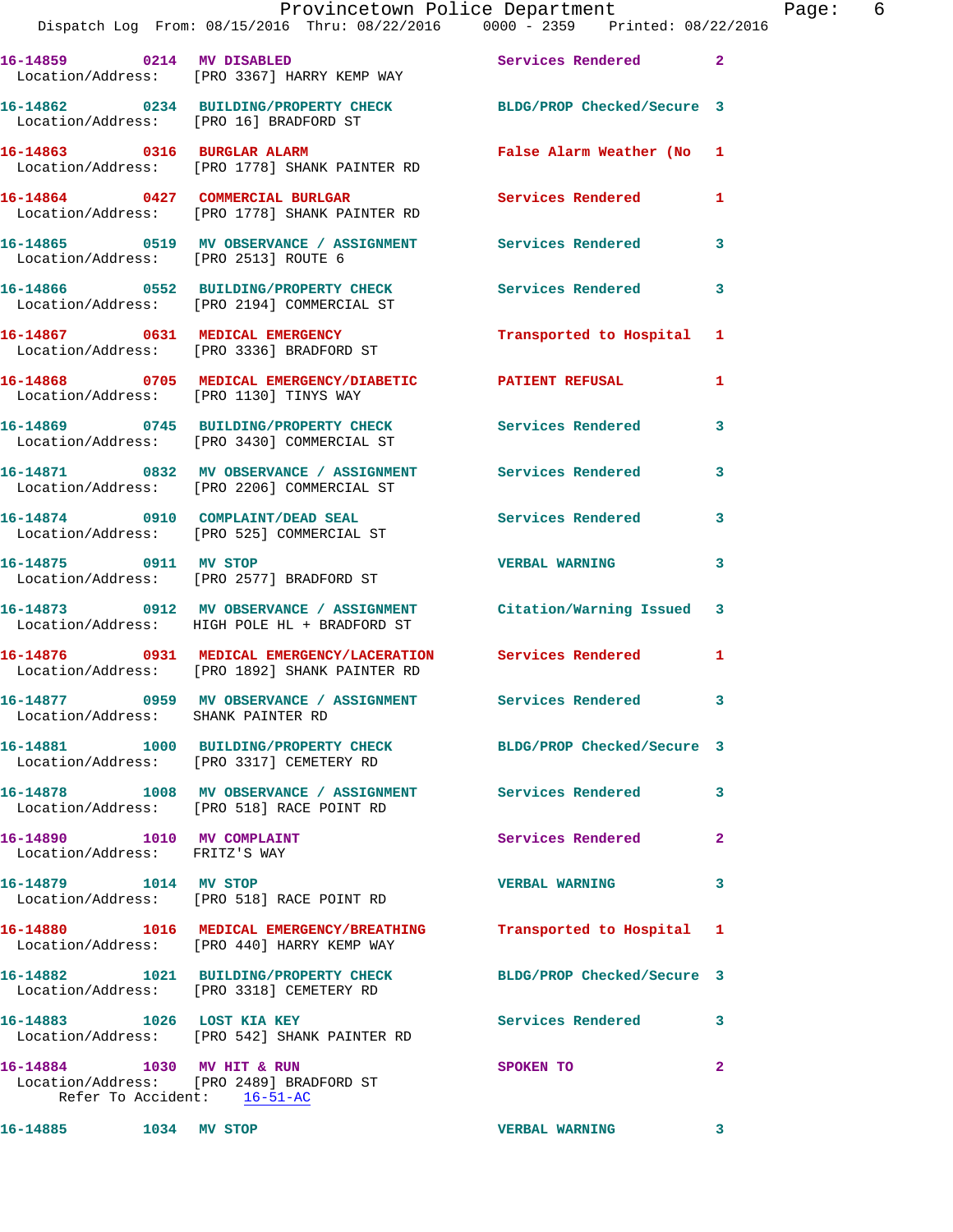16-14859 0214 MV DISABLED Services Rendered 2
Location/Address: [PRO 3367] HARRY KEMP WAY

16-14862 0234 BUILDING/PROPERTY CHECK BLDG/PROP Checked/Secure 3
Location/Address: [PRO 16] BRADFORD ST

16-14863 0316 BURGLAR ALARM False Alarm Weather (No 1
Location/Address: [PRO 1778] SHANK PAINTER RD

16-14864 0427 COMMERCIAL BURGLAR Services Rendered 1
Location/Address: [PRO 1778] SHANK PAINTER RD

16-14865 0519 MV OBSERVANCE / ASSIGNMENT Services Rendered 3
Location/Address: [PRO 2513] ROUTE 6

16-14866 0552 BUILDING/PROPERTY CHECK Services Rendered 3
Location/Address: [PRO 2194] COMMERCIAL ST

16-14867 0631 MEDICAL EMERGENCY Transported to Hospital 1
Location/Address: [PRO 3336] BRADFORD ST

16-14868 0705 MEDICAL EMERGENCY/DIABETIC PATIENT REFUSAL 1
Location/Address: [PRO 1130] TINYS WAY

16-14869 0745 BUILDING/PROPERTY CHECK Services Rendered 3
Location/Address: [PRO 3430] COMMERCIAL ST

16-14871 0832 MV OBSERVANCE / ASSIGNMENT Services Rendered 3
Location/Address: [PRO 2206] COMMERCIAL ST

16-14874 0910 COMPLAINT/DEAD SEAL Services Rendered 3
Location/Address: [PRO 525] COMMERCIAL ST

16-14875 0911 MV STOP VERBAL WARNING 3
Location/Address: [PRO 2577] BRADFORD ST

16-14873 0912 MV OBSERVANCE / ASSIGNMENT Citation/Warning Issued 3
Location/Address: HIGH POLE HL + BRADFORD ST

16-14876 0931 MEDICAL EMERGENCY/LACERATION Services Rendered 1
Location/Address: [PRO 1892] SHANK PAINTER RD

16-14877 0959 MV OBSERVANCE / ASSIGNMENT Services Rendered 3
Location/Address: SHANK PAINTER RD

16-14881 1000 BUILDING/PROPERTY CHECK BLDG/PROP Checked/Secure 3
Location/Address: [PRO 3317] CEMETERY RD

16-14878 1008 MV OBSERVANCE / ASSIGNMENT Services Rendered 3
Location/Address: [PRO 518] RACE POINT RD

16-14890 1010 MV COMPLAINT Services Rendered 2
Location/Address: FRITZ'S WAY

16-14879 1014 MV STOP VERBAL WARNING 3
Location/Address: [PRO 518] RACE POINT RD

16-14880 1016 MEDICAL EMERGENCY/BREATHING Transported to Hospital 1
Location/Address: [PRO 440] HARRY KEMP WAY

16-14882 1021 BUILDING/PROPERTY CHECK BLDG/PROP Checked/Secure 3
Location/Address: [PRO 3318] CEMETERY RD

16-14883 1026 LOST KIA KEY Services Rendered 3
Location/Address: [PRO 542] SHANK PAINTER RD

16-14884 1030 MV HIT & RUN SPOKEN TO 2
Location/Address: [PRO 2489] BRADFORD ST
Refer To Accident: 16-51-AC

16-14885 1034 MV STOP VERBAL WARNING 3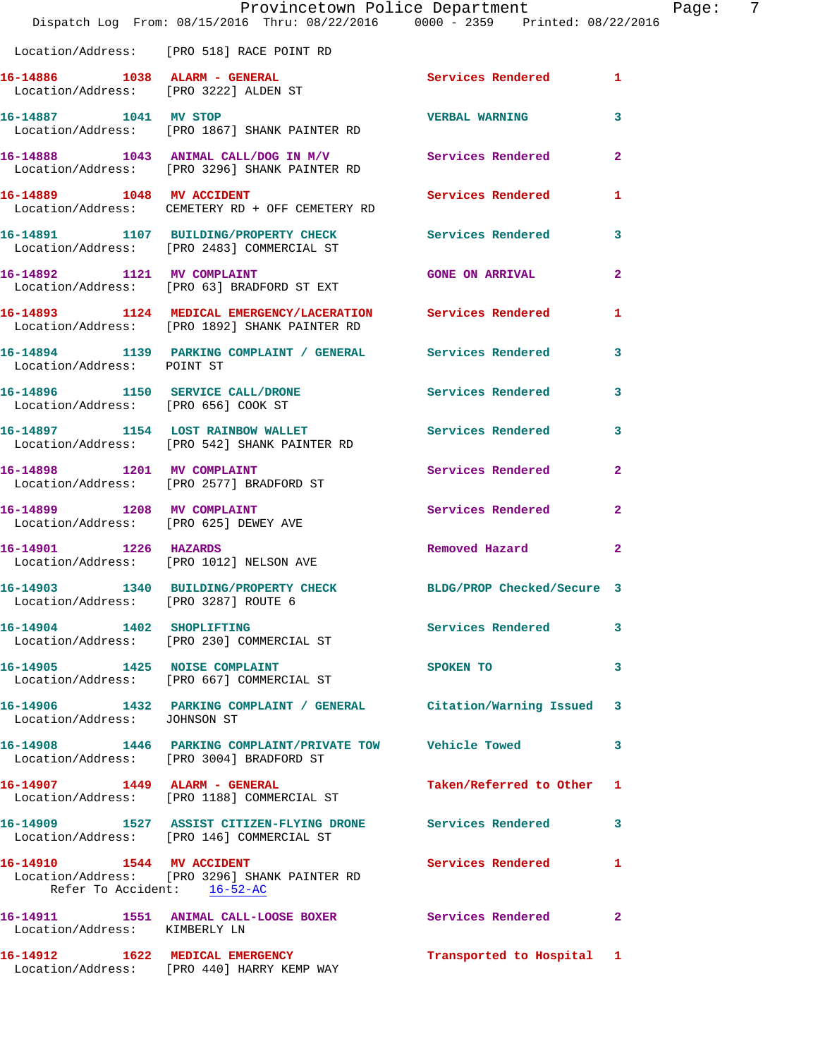Location/Address: [PRO 518] RACE POINT RD

**16-14886** 1038 **ALARM - GENERAL** Services Rendered 1
Location/Address: [PRO 3222] ALDEN ST

**16-14887** 1041 **MV STOP** VERBAL WARNING 3
Location/Address: [PRO 1867] SHANK PAINTER RD

**16-14888** 1043 **ANIMAL CALL/DOG IN M/V** Services Rendered 2
Location/Address: [PRO 3296] SHANK PAINTER RD

**16-14889** 1048 **MV ACCIDENT** Services Rendered 1
Location/Address: CEMETERY RD + OFF CEMETERY RD

**16-14891** 1107 **BUILDING/PROPERTY CHECK** Services Rendered 3
Location/Address: [PRO 2483] COMMERCIAL ST

**16-14892** 1121 **MV COMPLAINT** GONE ON ARRIVAL 2
Location/Address: [PRO 63] BRADFORD ST EXT

**16-14893** 1124 **MEDICAL EMERGENCY/LACERATION** Services Rendered 1
Location/Address: [PRO 1892] SHANK PAINTER RD

**16-14894** 1139 **PARKING COMPLAINT / GENERAL** Services Rendered 3
Location/Address: POINT ST

**16-14896** 1150 **SERVICE CALL/DRONE** Services Rendered 3
Location/Address: [PRO 656] COOK ST

**16-14897** 1154 **LOST RAINBOW WALLET** Services Rendered 3
Location/Address: [PRO 542] SHANK PAINTER RD

**16-14898** 1201 **MV COMPLAINT** Services Rendered 2
Location/Address: [PRO 2577] BRADFORD ST

**16-14899** 1208 **MV COMPLAINT** Services Rendered 2
Location/Address: [PRO 625] DEWEY AVE

**16-14901** 1226 **HAZARDS** Removed Hazard 2
Location/Address: [PRO 1012] NELSON AVE

**16-14903** 1340 **BUILDING/PROPERTY CHECK** BLDG/PROP Checked/Secure 3
Location/Address: [PRO 3287] ROUTE 6

**16-14904** 1402 **SHOPLIFTING** Services Rendered 3
Location/Address: [PRO 230] COMMERCIAL ST

**16-14905** 1425 **NOISE COMPLAINT** SPOKEN TO 3
Location/Address: [PRO 667] COMMERCIAL ST

**16-14906** 1432 **PARKING COMPLAINT / GENERAL** Citation/Warning Issued 3
Location/Address: JOHNSON ST

**16-14908** 1446 **PARKING COMPLAINT/PRIVATE TOW** Vehicle Towed 3
Location/Address: [PRO 3004] BRADFORD ST

**16-14907** 1449 **ALARM - GENERAL** Taken/Referred to Other 1
Location/Address: [PRO 1188] COMMERCIAL ST

**16-14909** 1527 **ASSIST CITIZEN-FLYING DRONE** Services Rendered 3
Location/Address: [PRO 146] COMMERCIAL ST

**16-14910** 1544 **MV ACCIDENT** Services Rendered 1
Location/Address: [PRO 3296] SHANK PAINTER RD
Refer To Accident: 16-52-AC

**16-14911** 1551 **ANIMAL CALL-LOOSE BOXER** Services Rendered 2
Location/Address: KIMBERLY LN

**16-14912** 1622 **MEDICAL EMERGENCY** Transported to Hospital 1
Location/Address: [PRO 440] HARRY KEMP WAY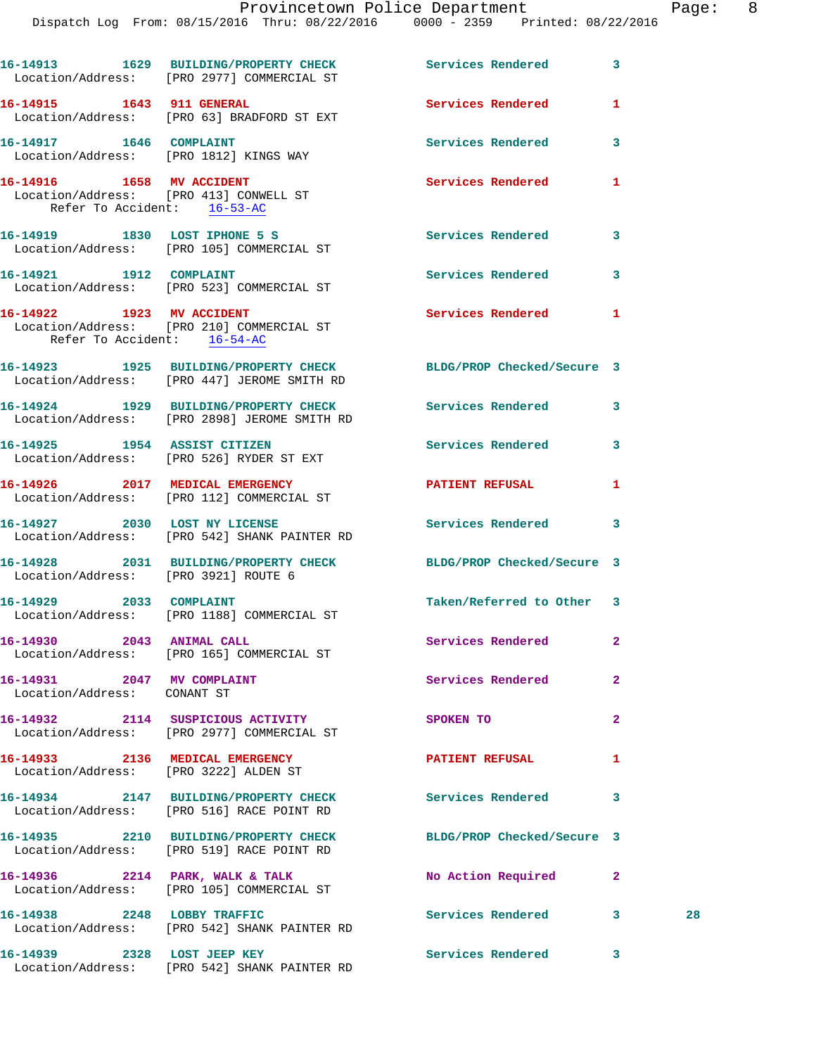16-14913 1629 BUILDING/PROPERTY CHECK Services Rendered 3
Location/Address: [PRO 2977] COMMERCIAL ST

16-14915 1643 911 GENERAL Services Rendered 1
Location/Address: [PRO 63] BRADFORD ST EXT

16-14917 1646 COMPLAINT Services Rendered 3
Location/Address: [PRO 1812] KINGS WAY

16-14916 1658 MV ACCIDENT Services Rendered 1
Location/Address: [PRO 413] CONWELL ST
Refer To Accident: 16-53-AC

16-14919 1830 LOST IPHONE 5 S Services Rendered 3
Location/Address: [PRO 105] COMMERCIAL ST

16-14921 1912 COMPLAINT Services Rendered 3
Location/Address: [PRO 523] COMMERCIAL ST

16-14922 1923 MV ACCIDENT Services Rendered 1
Location/Address: [PRO 210] COMMERCIAL ST
Refer To Accident: 16-54-AC

16-14923 1925 BUILDING/PROPERTY CHECK BLDG/PROP Checked/Secure 3
Location/Address: [PRO 447] JEROME SMITH RD

16-14924 1929 BUILDING/PROPERTY CHECK Services Rendered 3
Location/Address: [PRO 2898] JEROME SMITH RD

16-14925 1954 ASSIST CITIZEN Services Rendered 3
Location/Address: [PRO 526] RYDER ST EXT

16-14926 2017 MEDICAL EMERGENCY PATIENT REFUSAL 1
Location/Address: [PRO 112] COMMERCIAL ST

16-14927 2030 LOST NY LICENSE Services Rendered 3
Location/Address: [PRO 542] SHANK PAINTER RD

16-14928 2031 BUILDING/PROPERTY CHECK BLDG/PROP Checked/Secure 3
Location/Address: [PRO 3921] ROUTE 6

16-14929 2033 COMPLAINT Taken/Referred to Other 3
Location/Address: [PRO 1188] COMMERCIAL ST

16-14930 2043 ANIMAL CALL Services Rendered 2
Location/Address: [PRO 165] COMMERCIAL ST

16-14931 2047 MV COMPLAINT Services Rendered 2
Location/Address: CONANT ST

16-14932 2114 SUSPICIOUS ACTIVITY SPOKEN TO 2
Location/Address: [PRO 2977] COMMERCIAL ST

16-14933 2136 MEDICAL EMERGENCY PATIENT REFUSAL 1
Location/Address: [PRO 3222] ALDEN ST

16-14934 2147 BUILDING/PROPERTY CHECK Services Rendered 3
Location/Address: [PRO 516] RACE POINT RD

16-14935 2210 BUILDING/PROPERTY CHECK BLDG/PROP Checked/Secure 3
Location/Address: [PRO 519] RACE POINT RD

16-14936 2214 PARK, WALK & TALK No Action Required 2
Location/Address: [PRO 105] COMMERCIAL ST

16-14938 2248 LOBBY TRAFFIC Services Rendered 3 28
Location/Address: [PRO 542] SHANK PAINTER RD

16-14939 2328 LOST JEEP KEY Services Rendered 3
Location/Address: [PRO 542] SHANK PAINTER RD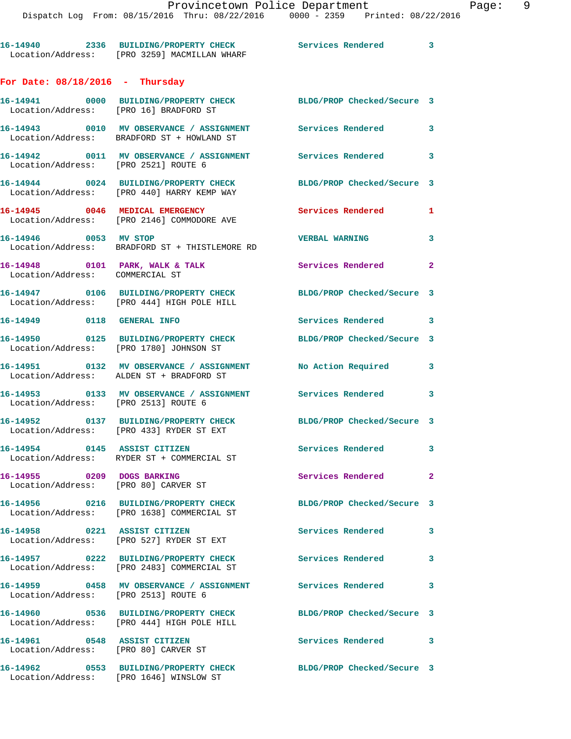16-14940 2336 BUILDING/PROPERTY CHECK Services Rendered 3
Location/Address: [PRO 3259] MACMILLAN WHARF

## For Date: 08/18/2016 - Thursday

16-14941 0000 BUILDING/PROPERTY CHECK BLDG/PROP Checked/Secure 3
Location/Address: [PRO 16] BRADFORD ST

16-14943 0010 MV OBSERVANCE / ASSIGNMENT Services Rendered 3
Location/Address: BRADFORD ST + HOWLAND ST

16-14942 0011 MV OBSERVANCE / ASSIGNMENT Services Rendered 3
Location/Address: [PRO 2521] ROUTE 6

16-14944 0024 BUILDING/PROPERTY CHECK BLDG/PROP Checked/Secure 3
Location/Address: [PRO 440] HARRY KEMP WAY

16-14945 0046 MEDICAL EMERGENCY Services Rendered 1
Location/Address: [PRO 2146] COMMODORE AVE

16-14946 0053 MV STOP VERBAL WARNING 3
Location/Address: BRADFORD ST + THISTLEMORE RD

16-14948 0101 PARK, WALK & TALK Services Rendered 2
Location/Address: COMMERCIAL ST

16-14947 0106 BUILDING/PROPERTY CHECK BLDG/PROP Checked/Secure 3
Location/Address: [PRO 444] HIGH POLE HILL

16-14949 0118 GENERAL INFO Services Rendered 3

16-14950 0125 BUILDING/PROPERTY CHECK BLDG/PROP Checked/Secure 3
Location/Address: [PRO 1780] JOHNSON ST

16-14951 0132 MV OBSERVANCE / ASSIGNMENT No Action Required 3
Location/Address: ALDEN ST + BRADFORD ST

16-14953 0133 MV OBSERVANCE / ASSIGNMENT Services Rendered 3
Location/Address: [PRO 2513] ROUTE 6

16-14952 0137 BUILDING/PROPERTY CHECK BLDG/PROP Checked/Secure 3
Location/Address: [PRO 433] RYDER ST EXT

16-14954 0145 ASSIST CITIZEN Services Rendered 3
Location/Address: RYDER ST + COMMERCIAL ST

16-14955 0209 DOGS BARKING Services Rendered 2
Location/Address: [PRO 80] CARVER ST

16-14956 0216 BUILDING/PROPERTY CHECK BLDG/PROP Checked/Secure 3
Location/Address: [PRO 1638] COMMERCIAL ST

16-14958 0221 ASSIST CITIZEN Services Rendered 3
Location/Address: [PRO 527] RYDER ST EXT

16-14957 0222 BUILDING/PROPERTY CHECK Services Rendered 3
Location/Address: [PRO 2483] COMMERCIAL ST

16-14959 0458 MV OBSERVANCE / ASSIGNMENT Services Rendered 3
Location/Address: [PRO 2513] ROUTE 6

16-14960 0536 BUILDING/PROPERTY CHECK BLDG/PROP Checked/Secure 3
Location/Address: [PRO 444] HIGH POLE HILL

16-14961 0548 ASSIST CITIZEN Services Rendered 3
Location/Address: [PRO 80] CARVER ST

16-14962 0553 BUILDING/PROPERTY CHECK BLDG/PROP Checked/Secure 3
Location/Address: [PRO 1646] WINSLOW ST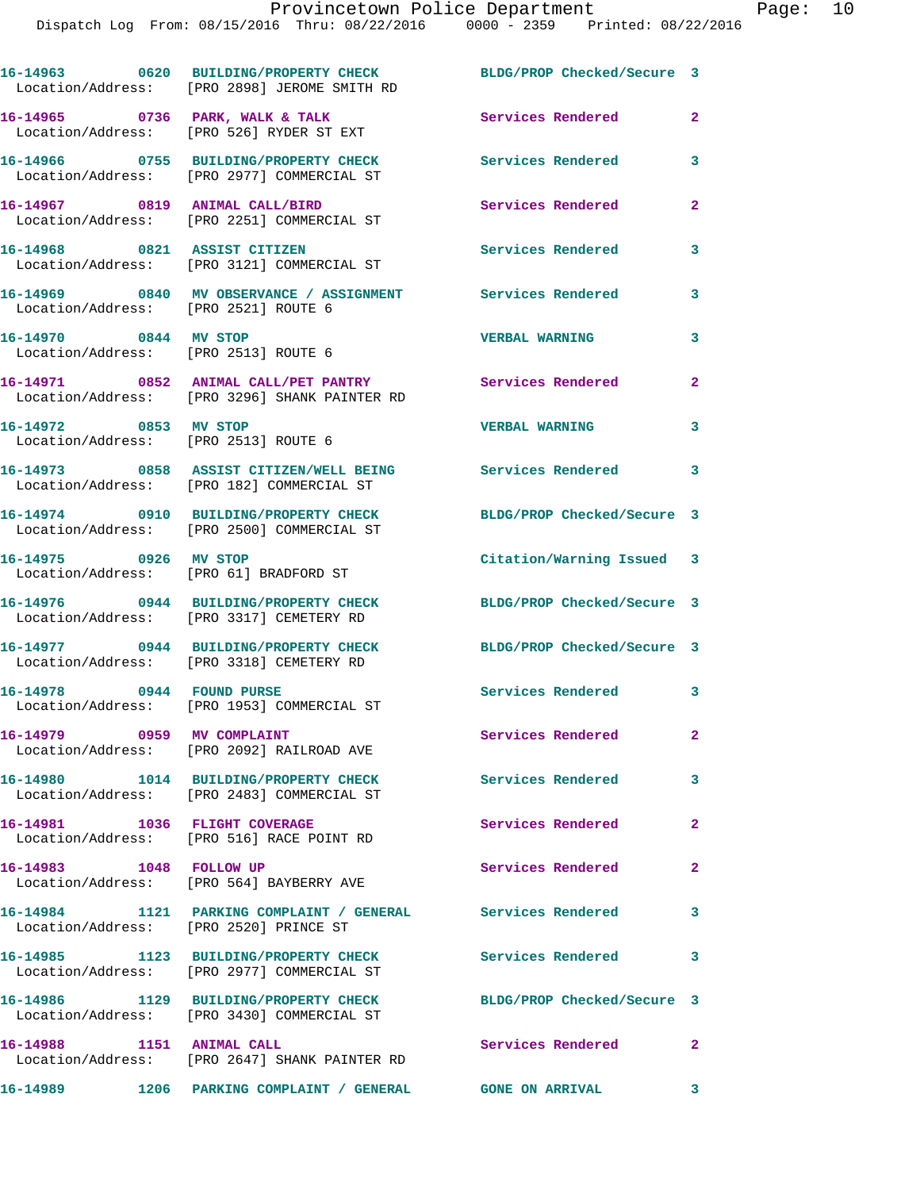16-14963 0620 BUILDING/PROPERTY CHECK BLDG/PROP Checked/Secure 3
Location/Address: [PRO 2898] JEROME SMITH RD

16-14965 0736 PARK, WALK & TALK Services Rendered 2
Location/Address: [PRO 526] RYDER ST EXT

16-14966 0755 BUILDING/PROPERTY CHECK Services Rendered 3
Location/Address: [PRO 2977] COMMERCIAL ST

16-14967 0819 ANIMAL CALL/BIRD Services Rendered 2
Location/Address: [PRO 2251] COMMERCIAL ST

16-14968 0821 ASSIST CITIZEN Services Rendered 3
Location/Address: [PRO 3121] COMMERCIAL ST

16-14969 0840 MV OBSERVANCE / ASSIGNMENT Services Rendered 3
Location/Address: [PRO 2521] ROUTE 6

16-14970 0844 MV STOP VERBAL WARNING 3
Location/Address: [PRO 2513] ROUTE 6

16-14971 0852 ANIMAL CALL/PET PANTRY Services Rendered 2
Location/Address: [PRO 3296] SHANK PAINTER RD

16-14972 0853 MV STOP VERBAL WARNING 3
Location/Address: [PRO 2513] ROUTE 6

16-14973 0858 ASSIST CITIZEN/WELL BEING Services Rendered 3
Location/Address: [PRO 182] COMMERCIAL ST

16-14974 0910 BUILDING/PROPERTY CHECK BLDG/PROP Checked/Secure 3
Location/Address: [PRO 2500] COMMERCIAL ST

16-14975 0926 MV STOP Citation/Warning Issued 3
Location/Address: [PRO 61] BRADFORD ST

16-14976 0944 BUILDING/PROPERTY CHECK BLDG/PROP Checked/Secure 3
Location/Address: [PRO 3317] CEMETERY RD

16-14977 0944 BUILDING/PROPERTY CHECK BLDG/PROP Checked/Secure 3
Location/Address: [PRO 3318] CEMETERY RD

16-14978 0944 FOUND PURSE Services Rendered 3
Location/Address: [PRO 1953] COMMERCIAL ST

16-14979 0959 MV COMPLAINT Services Rendered 2
Location/Address: [PRO 2092] RAILROAD AVE

16-14980 1014 BUILDING/PROPERTY CHECK Services Rendered 3
Location/Address: [PRO 2483] COMMERCIAL ST

16-14981 1036 FLIGHT COVERAGE Services Rendered 2
Location/Address: [PRO 516] RACE POINT RD

16-14983 1048 FOLLOW UP Services Rendered 2
Location/Address: [PRO 564] BAYBERRY AVE

16-14984 1121 PARKING COMPLAINT / GENERAL Services Rendered 3
Location/Address: [PRO 2520] PRINCE ST

16-14985 1123 BUILDING/PROPERTY CHECK Services Rendered 3
Location/Address: [PRO 2977] COMMERCIAL ST

16-14986 1129 BUILDING/PROPERTY CHECK BLDG/PROP Checked/Secure 3
Location/Address: [PRO 3430] COMMERCIAL ST

16-14988 1151 ANIMAL CALL Services Rendered 2
Location/Address: [PRO 2647] SHANK PAINTER RD

16-14989 1206 PARKING COMPLAINT / GENERAL GONE ON ARRIVAL 3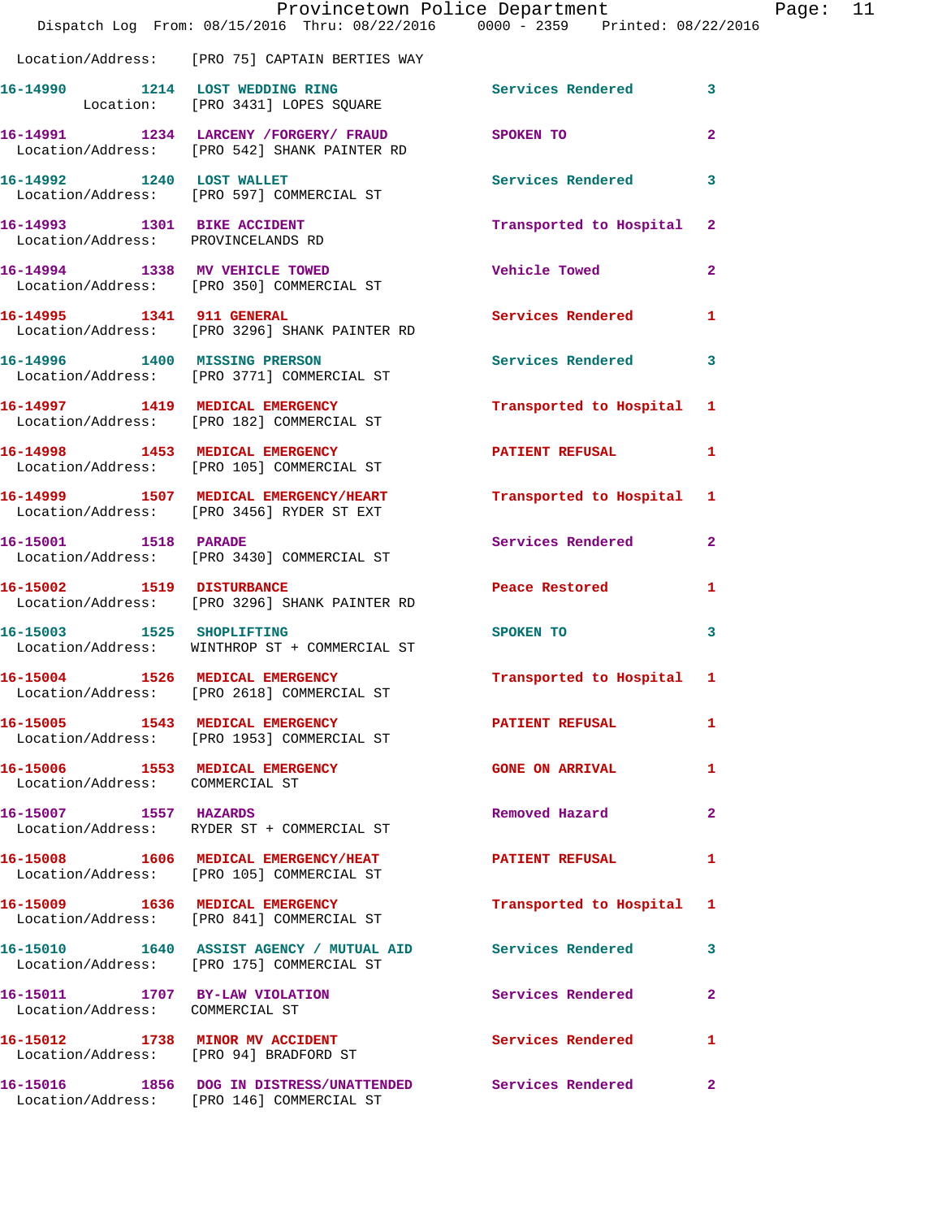Location/Address: [PRO 75] CAPTAIN BERTIES WAY

| Call Number | Time | Call Reason | Action | Priority |
|---|---|---|---|---|
| 16-14990 | 1214 | LOST WEDDING RING | Services Rendered | 3 |
| | | Location: [PRO 3431] LOPES SQUARE | | |
| 16-14991 | 1234 | LARCENY /FORGERY/ FRAUD | SPOKEN TO | 2 |
| | | Location/Address: [PRO 542] SHANK PAINTER RD | | |
| 16-14992 | 1240 | LOST WALLET | Services Rendered | 3 |
| | | Location/Address: [PRO 597] COMMERCIAL ST | | |
| 16-14993 | 1301 | BIKE ACCIDENT | Transported to Hospital | 2 |
| | | Location/Address: PROVINCELANDS RD | | |
| 16-14994 | 1338 | MV VEHICLE TOWED | Vehicle Towed | 2 |
| | | Location/Address: [PRO 350] COMMERCIAL ST | | |
| 16-14995 | 1341 | 911 GENERAL | Services Rendered | 1 |
| | | Location/Address: [PRO 3296] SHANK PAINTER RD | | |
| 16-14996 | 1400 | MISSING PRERSON | Services Rendered | 3 |
| | | Location/Address: [PRO 3771] COMMERCIAL ST | | |
| 16-14997 | 1419 | MEDICAL EMERGENCY | Transported to Hospital | 1 |
| | | Location/Address: [PRO 182] COMMERCIAL ST | | |
| 16-14998 | 1453 | MEDICAL EMERGENCY | PATIENT REFUSAL | 1 |
| | | Location/Address: [PRO 105] COMMERCIAL ST | | |
| 16-14999 | 1507 | MEDICAL EMERGENCY/HEART | Transported to Hospital | 1 |
| | | Location/Address: [PRO 3456] RYDER ST EXT | | |
| 16-15001 | 1518 | PARADE | Services Rendered | 2 |
| | | Location/Address: [PRO 3430] COMMERCIAL ST | | |
| 16-15002 | 1519 | DISTURBANCE | Peace Restored | 1 |
| | | Location/Address: [PRO 3296] SHANK PAINTER RD | | |
| 16-15003 | 1525 | SHOPLIFTING | SPOKEN TO | 3 |
| | | Location/Address: WINTHROP ST + COMMERCIAL ST | | |
| 16-15004 | 1526 | MEDICAL EMERGENCY | Transported to Hospital | 1 |
| | | Location/Address: [PRO 2618] COMMERCIAL ST | | |
| 16-15005 | 1543 | MEDICAL EMERGENCY | PATIENT REFUSAL | 1 |
| | | Location/Address: [PRO 1953] COMMERCIAL ST | | |
| 16-15006 | 1553 | MEDICAL EMERGENCY | GONE ON ARRIVAL | 1 |
| | | Location/Address: COMMERCIAL ST | | |
| 16-15007 | 1557 | HAZARDS | Removed Hazard | 2 |
| | | Location/Address: RYDER ST + COMMERCIAL ST | | |
| 16-15008 | 1606 | MEDICAL EMERGENCY/HEAT | PATIENT REFUSAL | 1 |
| | | Location/Address: [PRO 105] COMMERCIAL ST | | |
| 16-15009 | 1636 | MEDICAL EMERGENCY | Transported to Hospital | 1 |
| | | Location/Address: [PRO 841] COMMERCIAL ST | | |
| 16-15010 | 1640 | ASSIST AGENCY / MUTUAL AID | Services Rendered | 3 |
| | | Location/Address: [PRO 175] COMMERCIAL ST | | |
| 16-15011 | 1707 | BY-LAW VIOLATION | Services Rendered | 2 |
| | | Location/Address: COMMERCIAL ST | | |
| 16-15012 | 1738 | MINOR MV ACCIDENT | Services Rendered | 1 |
| | | Location/Address: [PRO 94] BRADFORD ST | | |
| 16-15016 | 1856 | DOG IN DISTRESS/UNATTENDED | Services Rendered | 2 |
| | | Location/Address: [PRO 146] COMMERCIAL ST | | |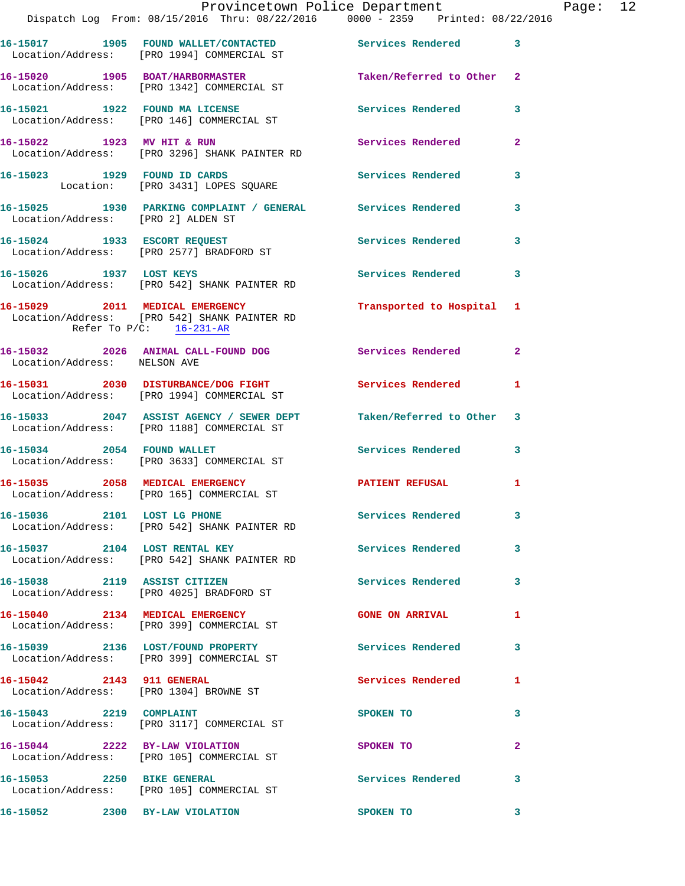16-15017 1905 FOUND WALLET/CONTACTED Services Rendered 3
Location/Address: [PRO 1994] COMMERCIAL ST

16-15020 1905 BOAT/HARBORMASTER Taken/Referred to Other 2
Location/Address: [PRO 1342] COMMERCIAL ST

16-15021 1922 FOUND MA LICENSE Services Rendered 3
Location/Address: [PRO 146] COMMERCIAL ST

16-15022 1923 MV HIT & RUN Services Rendered 2
Location/Address: [PRO 3296] SHANK PAINTER RD

16-15023 1929 FOUND ID CARDS Services Rendered 3
Location: [PRO 3431] LOPES SQUARE

16-15025 1930 PARKING COMPLAINT / GENERAL Services Rendered 3
Location/Address: [PRO 2] ALDEN ST

16-15024 1933 ESCORT REQUEST Services Rendered 3
Location/Address: [PRO 2577] BRADFORD ST

16-15026 1937 LOST KEYS Services Rendered 3
Location/Address: [PRO 542] SHANK PAINTER RD

16-15029 2011 MEDICAL EMERGENCY Transported to Hospital 1
Location/Address: [PRO 542] SHANK PAINTER RD
Refer To P/C: 16-231-AR

16-15032 2026 ANIMAL CALL-FOUND DOG Services Rendered 2
Location/Address: NELSON AVE

16-15031 2030 DISTURBANCE/DOG FIGHT Services Rendered 1
Location/Address: [PRO 1994] COMMERCIAL ST

16-15033 2047 ASSIST AGENCY / SEWER DEPT Taken/Referred to Other 3
Location/Address: [PRO 1188] COMMERCIAL ST

16-15034 2054 FOUND WALLET Services Rendered 3
Location/Address: [PRO 3633] COMMERCIAL ST

16-15035 2058 MEDICAL EMERGENCY PATIENT REFUSAL 1
Location/Address: [PRO 165] COMMERCIAL ST

16-15036 2101 LOST LG PHONE Services Rendered 3
Location/Address: [PRO 542] SHANK PAINTER RD

16-15037 2104 LOST RENTAL KEY Services Rendered 3
Location/Address: [PRO 542] SHANK PAINTER RD

16-15038 2119 ASSIST CITIZEN Services Rendered 3
Location/Address: [PRO 4025] BRADFORD ST

16-15040 2134 MEDICAL EMERGENCY GONE ON ARRIVAL 1
Location/Address: [PRO 399] COMMERCIAL ST

16-15039 2136 LOST/FOUND PROPERTY Services Rendered 3
Location/Address: [PRO 399] COMMERCIAL ST

16-15042 2143 911 GENERAL Services Rendered 1
Location/Address: [PRO 1304] BROWNE ST

16-15043 2219 COMPLAINT SPOKEN TO 3
Location/Address: [PRO 3117] COMMERCIAL ST

16-15044 2222 BY-LAW VIOLATION SPOKEN TO 2
Location/Address: [PRO 105] COMMERCIAL ST

16-15053 2250 BIKE GENERAL Services Rendered 3
Location/Address: [PRO 105] COMMERCIAL ST

16-15052 2300 BY-LAW VIOLATION SPOKEN TO 3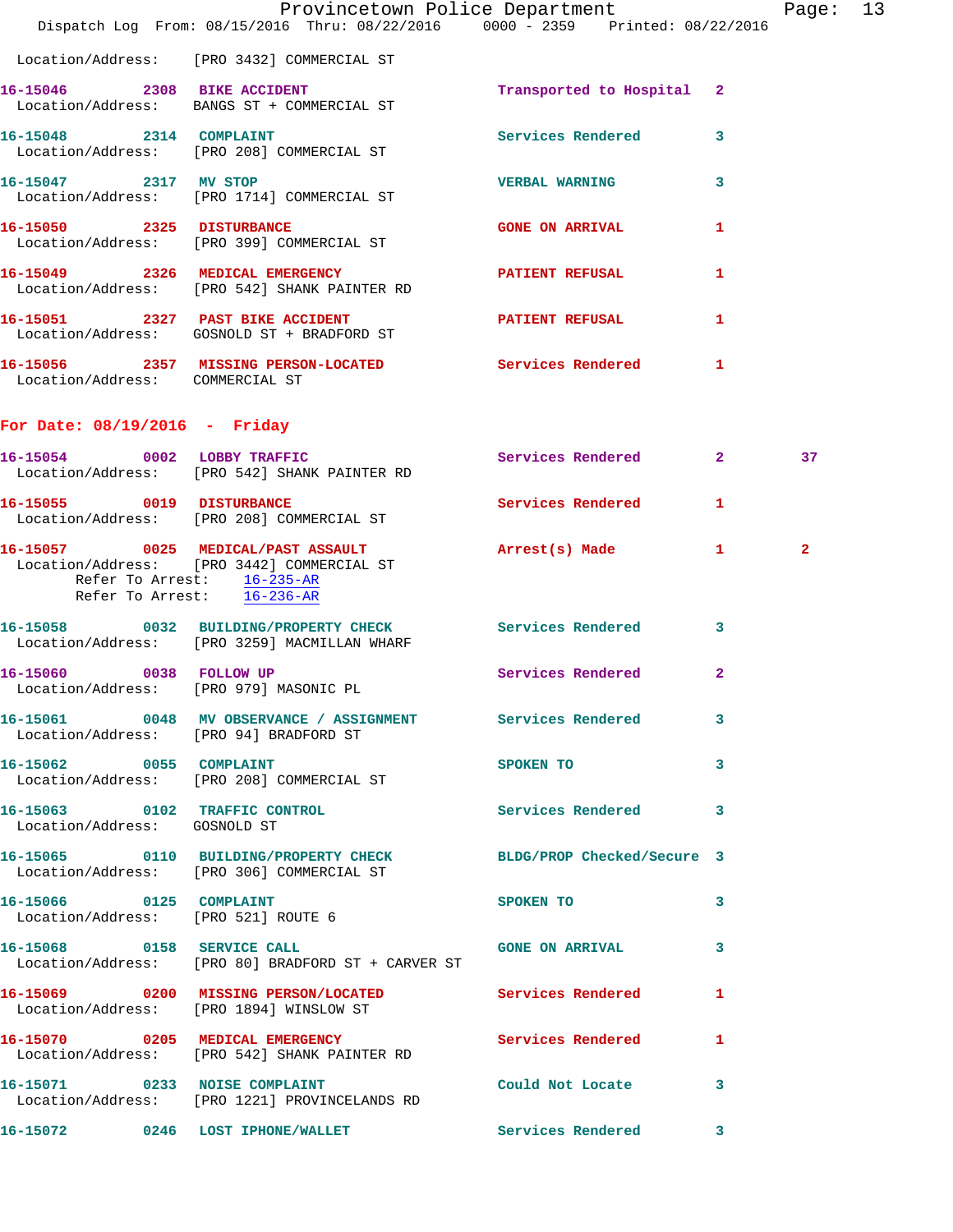Location/Address: [PRO 3432] COMMERCIAL ST

**16-15046** 2308 **BIKE ACCIDENT** Transported to Hospital 2
Location/Address: BANGS ST + COMMERCIAL ST

**16-15048** 2314 **COMPLAINT** Services Rendered 3
Location/Address: [PRO 208] COMMERCIAL ST

**16-15047** 2317 **MV STOP** VERBAL WARNING 3
Location/Address: [PRO 1714] COMMERCIAL ST

**16-15050** 2325 **DISTURBANCE** GONE ON ARRIVAL 1
Location/Address: [PRO 399] COMMERCIAL ST

**16-15049** 2326 **MEDICAL EMERGENCY** PATIENT REFUSAL 1
Location/Address: [PRO 542] SHANK PAINTER RD

**16-15051** 2327 **PAST BIKE ACCIDENT** PATIENT REFUSAL 1
Location/Address: GOSNOLD ST + BRADFORD ST

**16-15056** 2357 **MISSING PERSON-LOCATED** Services Rendered 1
Location/Address: COMMERCIAL ST

## For Date: 08/19/2016 - Friday

**16-15054** 0002 **LOBBY TRAFFIC** Services Rendered 2 37
Location/Address: [PRO 542] SHANK PAINTER RD

**16-15055** 0019 **DISTURBANCE** Services Rendered 1
Location/Address: [PRO 208] COMMERCIAL ST

**16-15057** 0025 **MEDICAL/PAST ASSAULT** Arrest(s) Made 1 2
Location/Address: [PRO 3442] COMMERCIAL ST
Refer To Arrest: 16-235-AR
Refer To Arrest: 16-236-AR

**16-15058** 0032 **BUILDING/PROPERTY CHECK** Services Rendered 3
Location/Address: [PRO 3259] MACMILLAN WHARF

**16-15060** 0038 **FOLLOW UP** Services Rendered 2
Location/Address: [PRO 979] MASONIC PL

**16-15061** 0048 **MV OBSERVANCE / ASSIGNMENT** Services Rendered 3
Location/Address: [PRO 94] BRADFORD ST

**16-15062** 0055 **COMPLAINT** SPOKEN TO 3
Location/Address: [PRO 208] COMMERCIAL ST

**16-15063** 0102 **TRAFFIC CONTROL** Services Rendered 3
Location/Address: GOSNOLD ST

**16-15065** 0110 **BUILDING/PROPERTY CHECK** BLDG/PROP Checked/Secure 3
Location/Address: [PRO 306] COMMERCIAL ST

**16-15066** 0125 **COMPLAINT** SPOKEN TO 3
Location/Address: [PRO 521] ROUTE 6

**16-15068** 0158 **SERVICE CALL** GONE ON ARRIVAL 3
Location/Address: [PRO 80] BRADFORD ST + CARVER ST

**16-15069** 0200 **MISSING PERSON/LOCATED** Services Rendered 1
Location/Address: [PRO 1894] WINSLOW ST

**16-15070** 0205 **MEDICAL EMERGENCY** Services Rendered 1
Location/Address: [PRO 542] SHANK PAINTER RD

**16-15071** 0233 **NOISE COMPLAINT** Could Not Locate 3
Location/Address: [PRO 1221] PROVINCELANDS RD

**16-15072** 0246 **LOST IPHONE/WALLET** Services Rendered 3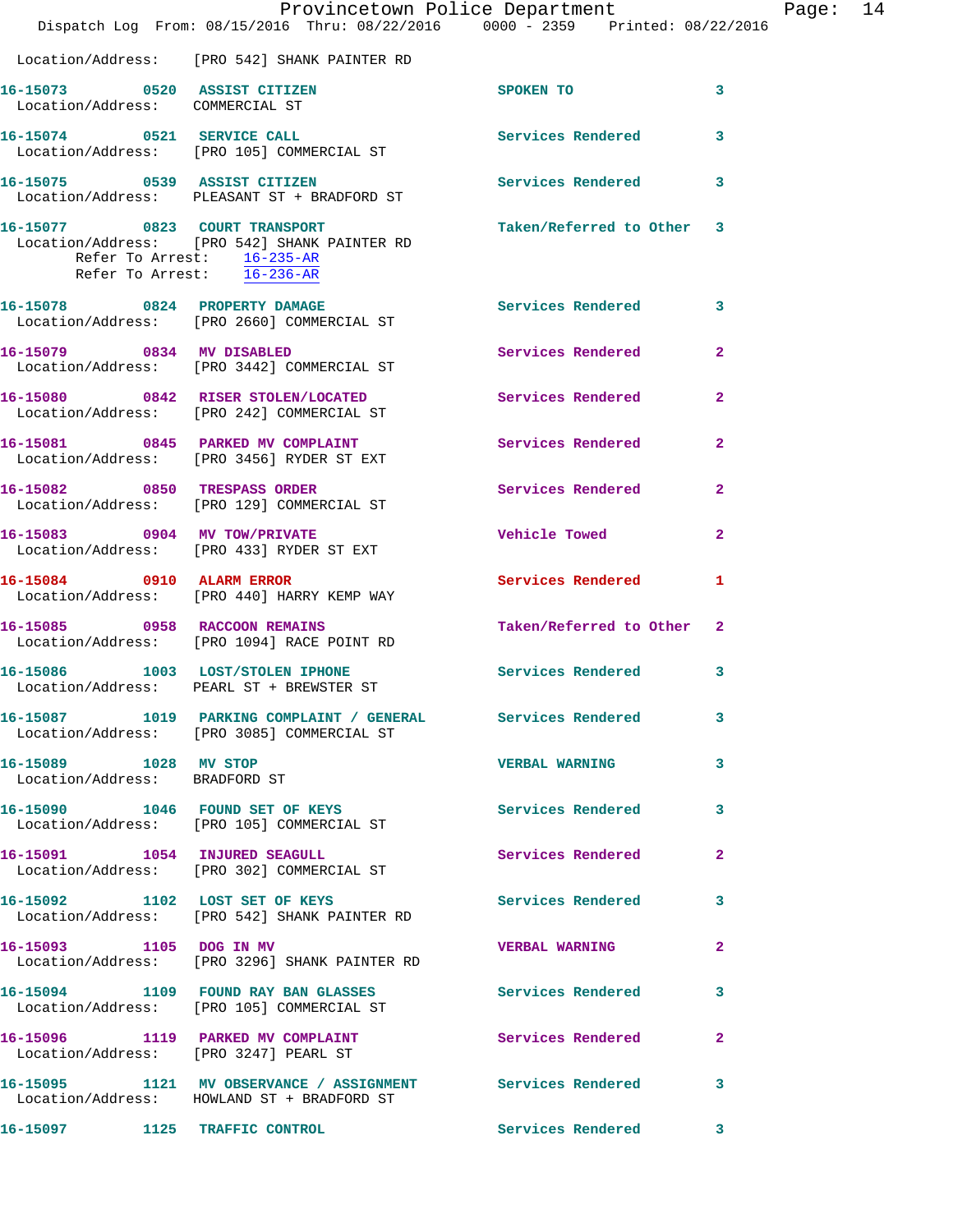Location/Address: [PRO 542] SHANK PAINTER RD

**16-15073** 0520 **ASSIST CITIZEN** SPOKEN TO 3
Location/Address: COMMERCIAL ST

**16-15074** 0521 **SERVICE CALL** Services Rendered 3
Location/Address: [PRO 105] COMMERCIAL ST

**16-15075** 0539 **ASSIST CITIZEN** Services Rendered 3
Location/Address: PLEASANT ST + BRADFORD ST

**16-15077** 0823 **COURT TRANSPORT** Taken/Referred to Other 3
Location/Address: [PRO 542] SHANK PAINTER RD
Refer To Arrest: 16-235-AR
Refer To Arrest: 16-236-AR

**16-15078** 0824 **PROPERTY DAMAGE** Services Rendered 3
Location/Address: [PRO 2660] COMMERCIAL ST

**16-15079** 0834 **MV DISABLED** Services Rendered 2
Location/Address: [PRO 3442] COMMERCIAL ST

**16-15080** 0842 **RISER STOLEN/LOCATED** Services Rendered 2
Location/Address: [PRO 242] COMMERCIAL ST

**16-15081** 0845 **PARKED MV COMPLAINT** Services Rendered 2
Location/Address: [PRO 3456] RYDER ST EXT

**16-15082** 0850 **TRESPASS ORDER** Services Rendered 2
Location/Address: [PRO 129] COMMERCIAL ST

**16-15083** 0904 **MV TOW/PRIVATE** Vehicle Towed 2
Location/Address: [PRO 433] RYDER ST EXT

**16-15084** 0910 **ALARM ERROR** Services Rendered 1
Location/Address: [PRO 440] HARRY KEMP WAY

**16-15085** 0958 **RACCOON REMAINS** Taken/Referred to Other 2
Location/Address: [PRO 1094] RACE POINT RD

**16-15086** 1003 **LOST/STOLEN IPHONE** Services Rendered 3
Location/Address: PEARL ST + BREWSTER ST

**16-15087** 1019 **PARKING COMPLAINT / GENERAL** Services Rendered 3
Location/Address: [PRO 3085] COMMERCIAL ST

**16-15089** 1028 **MV STOP** VERBAL WARNING 3
Location/Address: BRADFORD ST

**16-15090** 1046 **FOUND SET OF KEYS** Services Rendered 3
Location/Address: [PRO 105] COMMERCIAL ST

**16-15091** 1054 **INJURED SEAGULL** Services Rendered 2
Location/Address: [PRO 302] COMMERCIAL ST

**16-15092** 1102 **LOST SET OF KEYS** Services Rendered 3
Location/Address: [PRO 542] SHANK PAINTER RD

**16-15093** 1105 **DOG IN MV** VERBAL WARNING 2
Location/Address: [PRO 3296] SHANK PAINTER RD

**16-15094** 1109 **FOUND RAY BAN GLASSES** Services Rendered 3
Location/Address: [PRO 105] COMMERCIAL ST

**16-15096** 1119 **PARKED MV COMPLAINT** Services Rendered 2
Location/Address: [PRO 3247] PEARL ST

**16-15095** 1121 **MV OBSERVANCE / ASSIGNMENT** Services Rendered 3
Location/Address: HOWLAND ST + BRADFORD ST

**16-15097** 1125 **TRAFFIC CONTROL** Services Rendered 3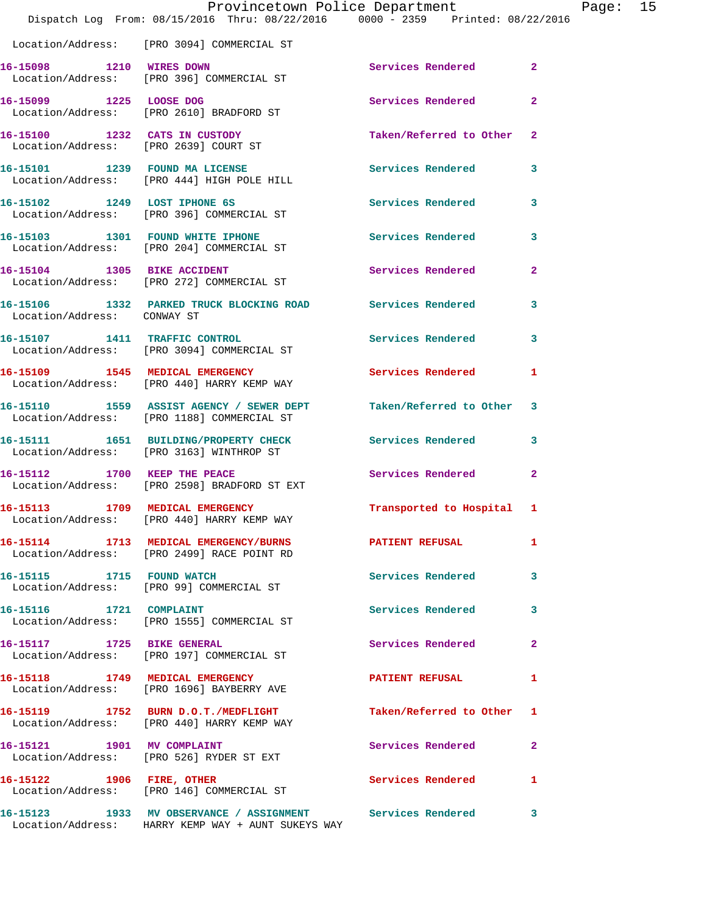Location/Address: [PRO 3094] COMMERCIAL ST

| Call # | Time | Call Reason | Action | Priority |
|---|---|---|---|---|
| 16-15098 | 1210 | WIRES DOWN | Services Rendered | 2 |
| Location/Address: | | [PRO 396] COMMERCIAL ST | | |
| 16-15099 | 1225 | LOOSE DOG | Services Rendered | 2 |
| Location/Address: | | [PRO 2610] BRADFORD ST | | |
| 16-15100 | 1232 | CATS IN CUSTODY | Taken/Referred to Other | 2 |
| Location/Address: | | [PRO 2639] COURT ST | | |
| 16-15101 | 1239 | FOUND MA LICENSE | Services Rendered | 3 |
| Location/Address: | | [PRO 444] HIGH POLE HILL | | |
| 16-15102 | 1249 | LOST IPHONE 6S | Services Rendered | 3 |
| Location/Address: | | [PRO 396] COMMERCIAL ST | | |
| 16-15103 | 1301 | FOUND WHITE IPHONE | Services Rendered | 3 |
| Location/Address: | | [PRO 204] COMMERCIAL ST | | |
| 16-15104 | 1305 | BIKE ACCIDENT | Services Rendered | 2 |
| Location/Address: | | [PRO 272] COMMERCIAL ST | | |
| 16-15106 | 1332 | PARKED TRUCK BLOCKING ROAD | Services Rendered | 3 |
| Location/Address: | | CONWAY ST | | |
| 16-15107 | 1411 | TRAFFIC CONTROL | Services Rendered | 3 |
| Location/Address: | | [PRO 3094] COMMERCIAL ST | | |
| 16-15109 | 1545 | MEDICAL EMERGENCY | Services Rendered | 1 |
| Location/Address: | | [PRO 440] HARRY KEMP WAY | | |
| 16-15110 | 1559 | ASSIST AGENCY / SEWER DEPT | Taken/Referred to Other | 3 |
| Location/Address: | | [PRO 1188] COMMERCIAL ST | | |
| 16-15111 | 1651 | BUILDING/PROPERTY CHECK | Services Rendered | 3 |
| Location/Address: | | [PRO 3163] WINTHROP ST | | |
| 16-15112 | 1700 | KEEP THE PEACE | Services Rendered | 2 |
| Location/Address: | | [PRO 2598] BRADFORD ST EXT | | |
| 16-15113 | 1709 | MEDICAL EMERGENCY | Transported to Hospital | 1 |
| Location/Address: | | [PRO 440] HARRY KEMP WAY | | |
| 16-15114 | 1713 | MEDICAL EMERGENCY/BURNS | PATIENT REFUSAL | 1 |
| Location/Address: | | [PRO 2499] RACE POINT RD | | |
| 16-15115 | 1715 | FOUND WATCH | Services Rendered | 3 |
| Location/Address: | | [PRO 99] COMMERCIAL ST | | |
| 16-15116 | 1721 | COMPLAINT | Services Rendered | 3 |
| Location/Address: | | [PRO 1555] COMMERCIAL ST | | |
| 16-15117 | 1725 | BIKE GENERAL | Services Rendered | 2 |
| Location/Address: | | [PRO 197] COMMERCIAL ST | | |
| 16-15118 | 1749 | MEDICAL EMERGENCY | PATIENT REFUSAL | 1 |
| Location/Address: | | [PRO 1696] BAYBERRY AVE | | |
| 16-15119 | 1752 | BURN D.O.T./MEDFLIGHT | Taken/Referred to Other | 1 |
| Location/Address: | | [PRO 440] HARRY KEMP WAY | | |
| 16-15121 | 1901 | MV COMPLAINT | Services Rendered | 2 |
| Location/Address: | | [PRO 526] RYDER ST EXT | | |
| 16-15122 | 1906 | FIRE, OTHER | Services Rendered | 1 |
| Location/Address: | | [PRO 146] COMMERCIAL ST | | |
| 16-15123 | 1933 | MV OBSERVANCE / ASSIGNMENT | Services Rendered | 3 |
| Location/Address: | | HARRY KEMP WAY + AUNT SUKEYS WAY | | |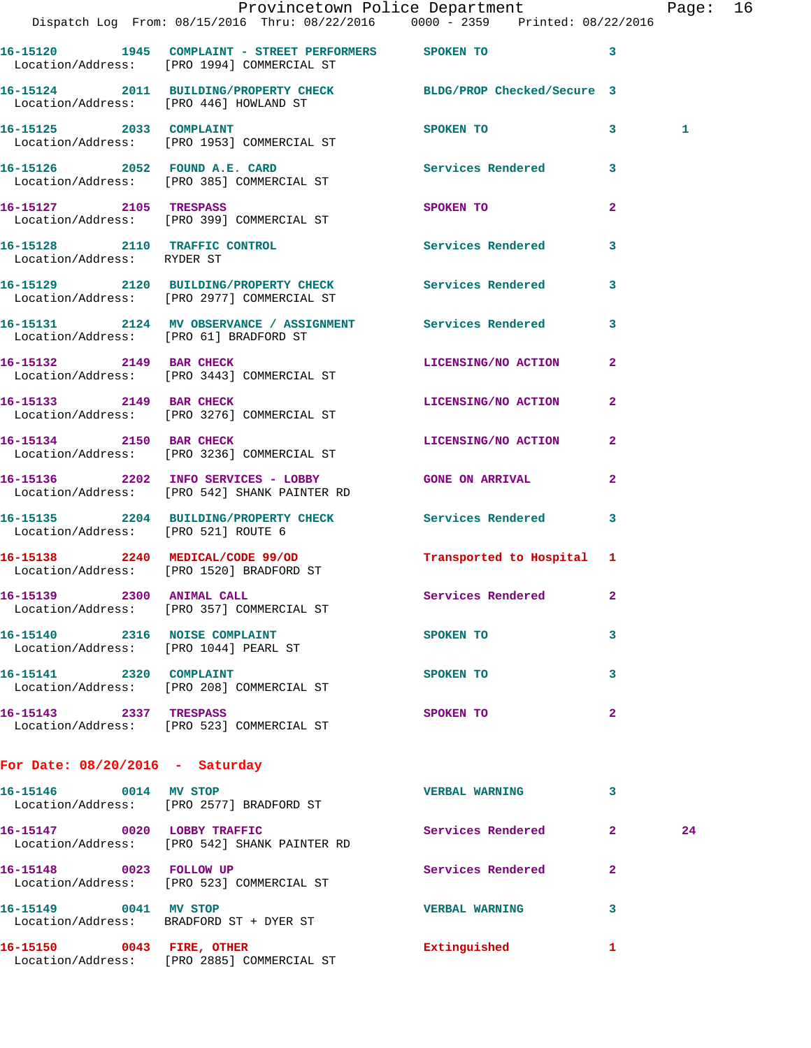16-15120 1945 COMPLAINT - STREET PERFORMERS SPOKEN TO 3
Location/Address: [PRO 1994] COMMERCIAL ST

16-15124 2011 BUILDING/PROPERTY CHECK BLDG/PROP Checked/Secure 3
Location/Address: [PRO 446] HOWLAND ST

16-15125 2033 COMPLAINT SPOKEN TO 3 1
Location/Address: [PRO 1953] COMMERCIAL ST

16-15126 2052 FOUND A.E. CARD Services Rendered 3
Location/Address: [PRO 385] COMMERCIAL ST

16-15127 2105 TRESPASS SPOKEN TO 2
Location/Address: [PRO 399] COMMERCIAL ST

16-15128 2110 TRAFFIC CONTROL Services Rendered 3
Location/Address: RYDER ST

16-15129 2120 BUILDING/PROPERTY CHECK Services Rendered 3
Location/Address: [PRO 2977] COMMERCIAL ST

16-15131 2124 MV OBSERVANCE / ASSIGNMENT Services Rendered 3
Location/Address: [PRO 61] BRADFORD ST

16-15132 2149 BAR CHECK LICENSING/NO ACTION 2
Location/Address: [PRO 3443] COMMERCIAL ST

16-15133 2149 BAR CHECK LICENSING/NO ACTION 2
Location/Address: [PRO 3276] COMMERCIAL ST

16-15134 2150 BAR CHECK LICENSING/NO ACTION 2
Location/Address: [PRO 3236] COMMERCIAL ST

16-15136 2202 INFO SERVICES - LOBBY GONE ON ARRIVAL 2
Location/Address: [PRO 542] SHANK PAINTER RD

16-15135 2204 BUILDING/PROPERTY CHECK Services Rendered 3
Location/Address: [PRO 521] ROUTE 6

16-15138 2240 MEDICAL/CODE 99/OD Transported to Hospital 1
Location/Address: [PRO 1520] BRADFORD ST

16-15139 2300 ANIMAL CALL Services Rendered 2
Location/Address: [PRO 357] COMMERCIAL ST

16-15140 2316 NOISE COMPLAINT SPOKEN TO 3
Location/Address: [PRO 1044] PEARL ST

16-15141 2320 COMPLAINT SPOKEN TO 3
Location/Address: [PRO 208] COMMERCIAL ST

16-15143 2337 TRESPASS SPOKEN TO 2
Location/Address: [PRO 523] COMMERCIAL ST

## For Date: 08/20/2016 - Saturday

16-15146 0014 MV STOP VERBAL WARNING 3
Location/Address: [PRO 2577] BRADFORD ST

16-15147 0020 LOBBY TRAFFIC Services Rendered 2 24
Location/Address: [PRO 542] SHANK PAINTER RD

16-15148 0023 FOLLOW UP Services Rendered 2
Location/Address: [PRO 523] COMMERCIAL ST

16-15149 0041 MV STOP VERBAL WARNING 3
Location/Address: BRADFORD ST + DYER ST

16-15150 0043 FIRE, OTHER Extinguished 1
Location/Address: [PRO 2885] COMMERCIAL ST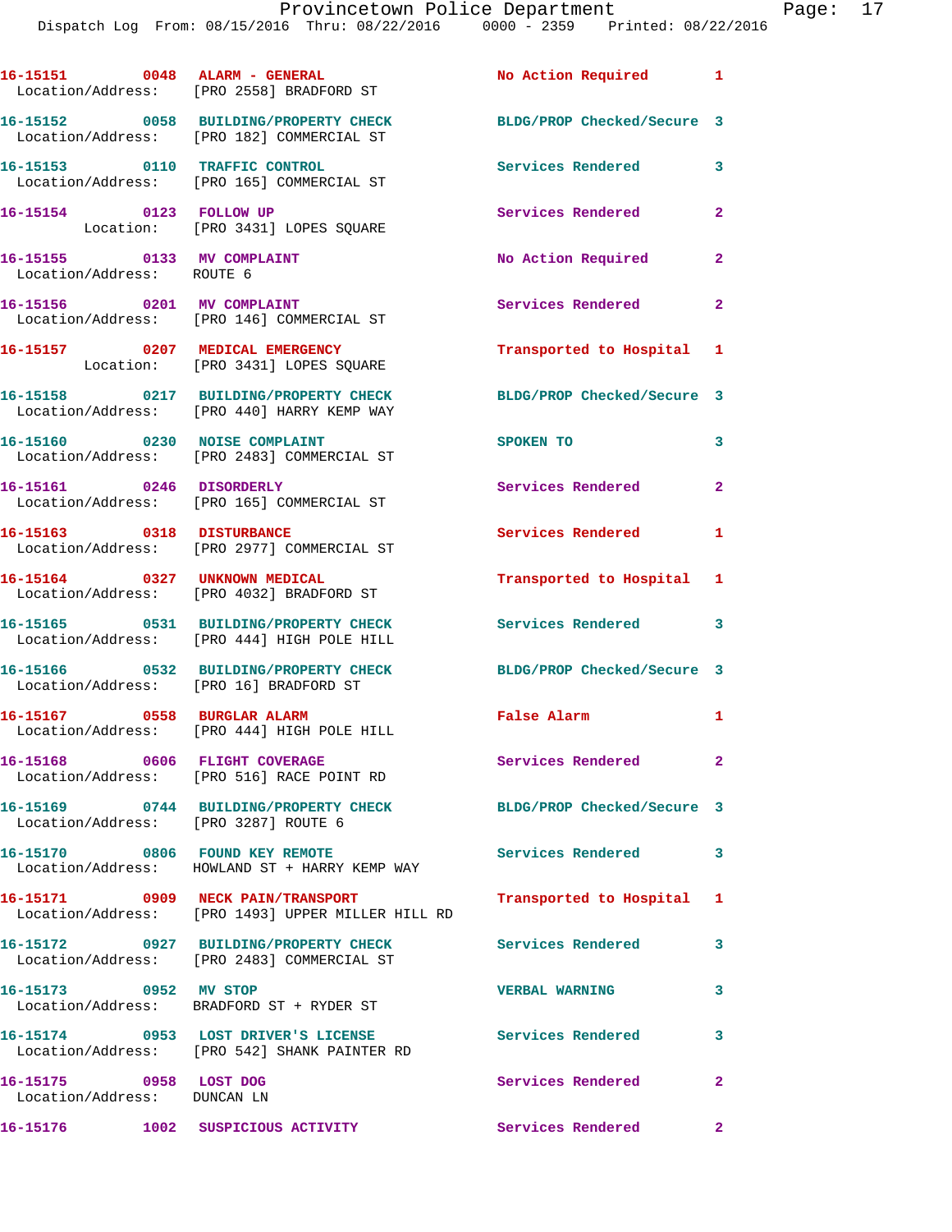16-15151 0048 ALARM - GENERAL No Action Required 1
Location/Address: [PRO 2558] BRADFORD ST

16-15152 0058 BUILDING/PROPERTY CHECK BLDG/PROP Checked/Secure 3
Location/Address: [PRO 182] COMMERCIAL ST

16-15153 0110 TRAFFIC CONTROL Services Rendered 3
Location/Address: [PRO 165] COMMERCIAL ST

16-15154 0123 FOLLOW UP Services Rendered 2
Location: [PRO 3431] LOPES SQUARE

16-15155 0133 MV COMPLAINT No Action Required 2
Location/Address: ROUTE 6

16-15156 0201 MV COMPLAINT Services Rendered 2
Location/Address: [PRO 146] COMMERCIAL ST

16-15157 0207 MEDICAL EMERGENCY Transported to Hospital 1
Location: [PRO 3431] LOPES SQUARE

16-15158 0217 BUILDING/PROPERTY CHECK BLDG/PROP Checked/Secure 3
Location/Address: [PRO 440] HARRY KEMP WAY

16-15160 0230 NOISE COMPLAINT SPOKEN TO 3
Location/Address: [PRO 2483] COMMERCIAL ST

16-15161 0246 DISORDERLY Services Rendered 2
Location/Address: [PRO 165] COMMERCIAL ST

16-15163 0318 DISTURBANCE Services Rendered 1
Location/Address: [PRO 2977] COMMERCIAL ST

16-15164 0327 UNKNOWN MEDICAL Transported to Hospital 1
Location/Address: [PRO 4032] BRADFORD ST

16-15165 0531 BUILDING/PROPERTY CHECK Services Rendered 3
Location/Address: [PRO 444] HIGH POLE HILL

16-15166 0532 BUILDING/PROPERTY CHECK BLDG/PROP Checked/Secure 3
Location/Address: [PRO 16] BRADFORD ST

16-15167 0558 BURGLAR ALARM False Alarm 1
Location/Address: [PRO 444] HIGH POLE HILL

16-15168 0606 FLIGHT COVERAGE Services Rendered 2
Location/Address: [PRO 516] RACE POINT RD

16-15169 0744 BUILDING/PROPERTY CHECK BLDG/PROP Checked/Secure 3
Location/Address: [PRO 3287] ROUTE 6

16-15170 0806 FOUND KEY REMOTE Services Rendered 3
Location/Address: HOWLAND ST + HARRY KEMP WAY

16-15171 0909 NECK PAIN/TRANSPORT Transported to Hospital 1
Location/Address: [PRO 1493] UPPER MILLER HILL RD

16-15172 0927 BUILDING/PROPERTY CHECK Services Rendered 3
Location/Address: [PRO 2483] COMMERCIAL ST

16-15173 0952 MV STOP VERBAL WARNING 3
Location/Address: BRADFORD ST + RYDER ST

16-15174 0953 LOST DRIVER'S LICENSE Services Rendered 3
Location/Address: [PRO 542] SHANK PAINTER RD

16-15175 0958 LOST DOG Services Rendered 2
Location/Address: DUNCAN LN

16-15176 1002 SUSPICIOUS ACTIVITY Services Rendered 2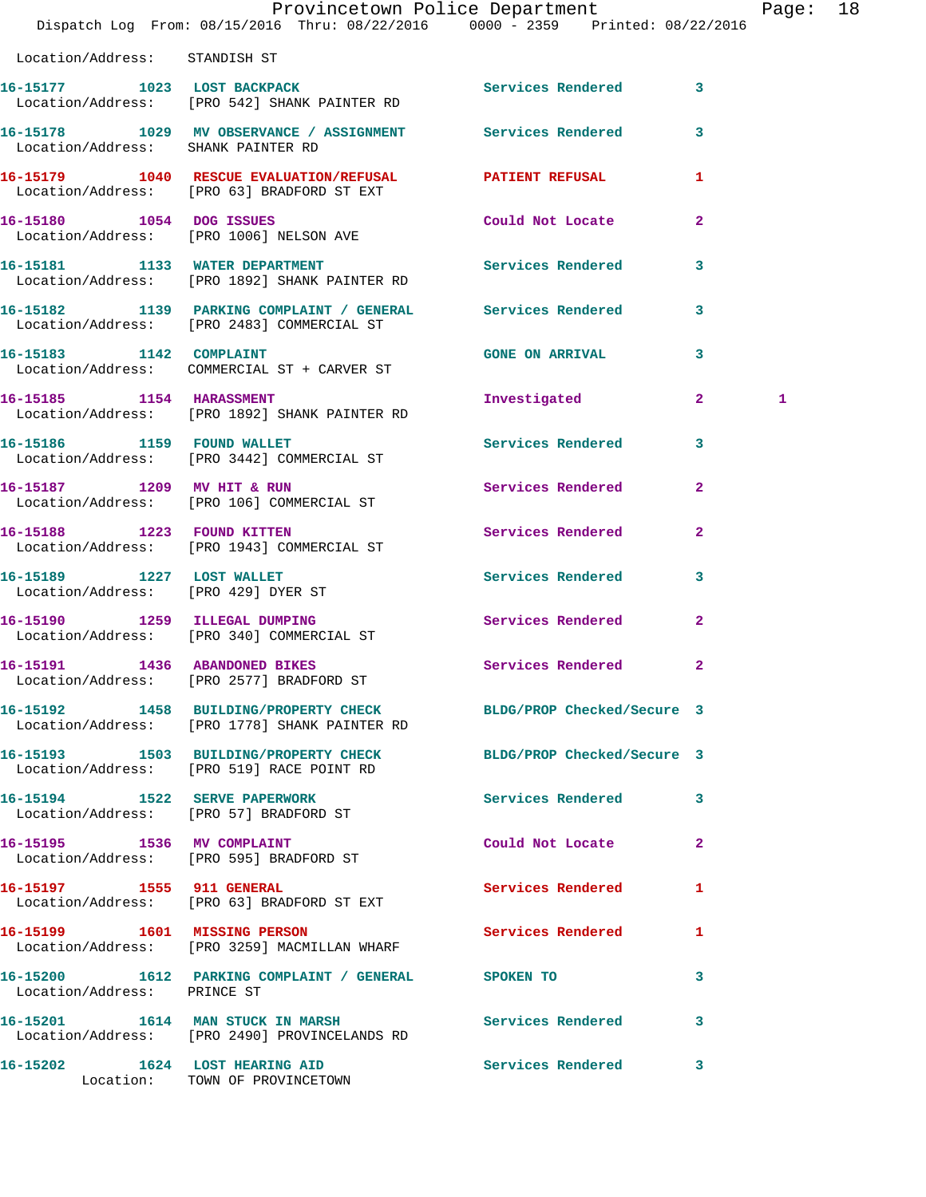Location/Address: STANDISH ST

| Call Number | Time | Call Reason | Action | Priority | |
|---|---|---|---|---|---|
| 16-15177 | 1023 | LOST BACKPACK | Services Rendered | 3 | |
| Location/Address: | | [PRO 542] SHANK PAINTER RD | | | |
| 16-15178 | 1029 | MV OBSERVANCE / ASSIGNMENT | Services Rendered | 3 | |
| Location/Address: | | SHANK PAINTER RD | | | |
| 16-15179 | 1040 | RESCUE EVALUATION/REFUSAL | PATIENT REFUSAL | 1 | |
| Location/Address: | | [PRO 63] BRADFORD ST EXT | | | |
| 16-15180 | 1054 | DOG ISSUES | Could Not Locate | 2 | |
| Location/Address: | | [PRO 1006] NELSON AVE | | | |
| 16-15181 | 1133 | WATER DEPARTMENT | Services Rendered | 3 | |
| Location/Address: | | [PRO 1892] SHANK PAINTER RD | | | |
| 16-15182 | 1139 | PARKING COMPLAINT / GENERAL | Services Rendered | 3 | |
| Location/Address: | | [PRO 2483] COMMERCIAL ST | | | |
| 16-15183 | 1142 | COMPLAINT | GONE ON ARRIVAL | 3 | |
| Location/Address: | | COMMERCIAL ST + CARVER ST | | | |
| 16-15185 | 1154 | HARASSMENT | Investigated | 2 | 1 |
| Location/Address: | | [PRO 1892] SHANK PAINTER RD | | | |
| 16-15186 | 1159 | FOUND WALLET | Services Rendered | 3 | |
| Location/Address: | | [PRO 3442] COMMERCIAL ST | | | |
| 16-15187 | 1209 | MV HIT & RUN | Services Rendered | 2 | |
| Location/Address: | | [PRO 106] COMMERCIAL ST | | | |
| 16-15188 | 1223 | FOUND KITTEN | Services Rendered | 2 | |
| Location/Address: | | [PRO 1943] COMMERCIAL ST | | | |
| 16-15189 | 1227 | LOST WALLET | Services Rendered | 3 | |
| Location/Address: | | [PRO 429] DYER ST | | | |
| 16-15190 | 1259 | ILLEGAL DUMPING | Services Rendered | 2 | |
| Location/Address: | | [PRO 340] COMMERCIAL ST | | | |
| 16-15191 | 1436 | ABANDONED BIKES | Services Rendered | 2 | |
| Location/Address: | | [PRO 2577] BRADFORD ST | | | |
| 16-15192 | 1458 | BUILDING/PROPERTY CHECK | BLDG/PROP Checked/Secure | 3 | |
| Location/Address: | | [PRO 1778] SHANK PAINTER RD | | | |
| 16-15193 | 1503 | BUILDING/PROPERTY CHECK | BLDG/PROP Checked/Secure | 3 | |
| Location/Address: | | [PRO 519] RACE POINT RD | | | |
| 16-15194 | 1522 | SERVE PAPERWORK | Services Rendered | 3 | |
| Location/Address: | | [PRO 57] BRADFORD ST | | | |
| 16-15195 | 1536 | MV COMPLAINT | Could Not Locate | 2 | |
| Location/Address: | | [PRO 595] BRADFORD ST | | | |
| 16-15197 | 1555 | 911 GENERAL | Services Rendered | 1 | |
| Location/Address: | | [PRO 63] BRADFORD ST EXT | | | |
| 16-15199 | 1601 | MISSING PERSON | Services Rendered | 1 | |
| Location/Address: | | [PRO 3259] MACMILLAN WHARF | | | |
| 16-15200 | 1612 | PARKING COMPLAINT / GENERAL | SPOKEN TO | 3 | |
| Location/Address: | | PRINCE ST | | | |
| 16-15201 | 1614 | MAN STUCK IN MARSH | Services Rendered | 3 | |
| Location/Address: | | [PRO 2490] PROVINCELANDS RD | | | |
| 16-15202 | 1624 | LOST HEARING AID | Services Rendered | 3 | |
| Location: | | TOWN OF PROVINCETOWN | | | |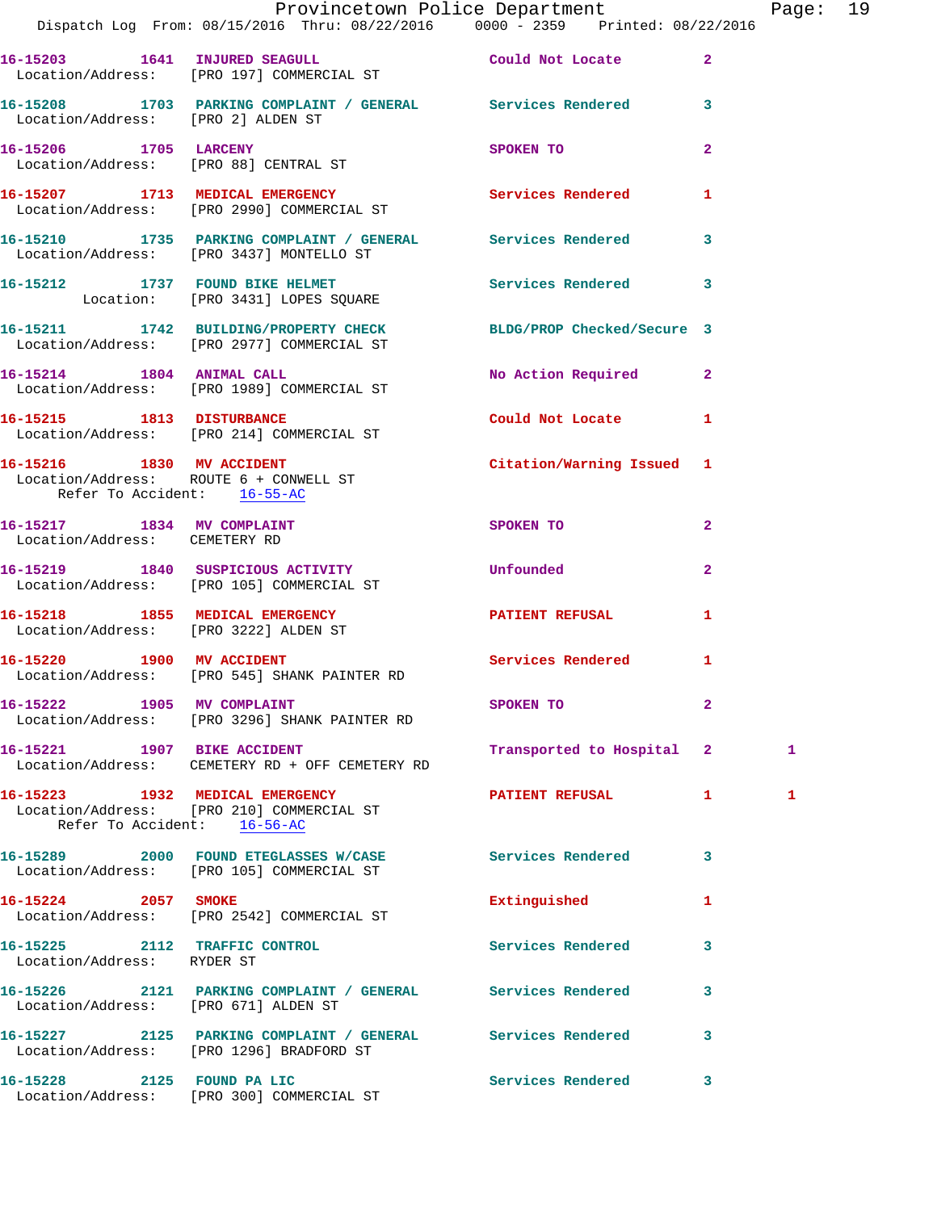16-15203 1641 INJURED SEAGULL Could Not Locate 2
Location/Address: [PRO 197] COMMERCIAL ST

16-15208 1703 PARKING COMPLAINT / GENERAL Services Rendered 3
Location/Address: [PRO 2] ALDEN ST

16-15206 1705 LARCENY SPOKEN TO 2
Location/Address: [PRO 88] CENTRAL ST

16-15207 1713 MEDICAL EMERGENCY Services Rendered 1
Location/Address: [PRO 2990] COMMERCIAL ST

16-15210 1735 PARKING COMPLAINT / GENERAL Services Rendered 3
Location/Address: [PRO 3437] MONTELLO ST

16-15212 1737 FOUND BIKE HELMET Services Rendered 3
Location: [PRO 3431] LOPES SQUARE

16-15211 1742 BUILDING/PROPERTY CHECK BLDG/PROP Checked/Secure 3
Location/Address: [PRO 2977] COMMERCIAL ST

16-15214 1804 ANIMAL CALL No Action Required 2
Location/Address: [PRO 1989] COMMERCIAL ST

16-15215 1813 DISTURBANCE Could Not Locate 1
Location/Address: [PRO 214] COMMERCIAL ST

16-15216 1830 MV ACCIDENT Citation/Warning Issued 1
Location/Address: ROUTE 6 + CONWELL ST
Refer To Accident: 16-55-AC

16-15217 1834 MV COMPLAINT SPOKEN TO 2
Location/Address: CEMETERY RD

16-15219 1840 SUSPICIOUS ACTIVITY Unfounded 2
Location/Address: [PRO 105] COMMERCIAL ST

16-15218 1855 MEDICAL EMERGENCY PATIENT REFUSAL 1
Location/Address: [PRO 3222] ALDEN ST

16-15220 1900 MV ACCIDENT Services Rendered 1
Location/Address: [PRO 545] SHANK PAINTER RD

16-15222 1905 MV COMPLAINT SPOKEN TO 2
Location/Address: [PRO 3296] SHANK PAINTER RD

16-15221 1907 BIKE ACCIDENT Transported to Hospital 2 1
Location/Address: CEMETERY RD + OFF CEMETERY RD

16-15223 1932 MEDICAL EMERGENCY PATIENT REFUSAL 1 1
Location/Address: [PRO 210] COMMERCIAL ST
Refer To Accident: 16-56-AC

16-15289 2000 FOUND ETEGLASSES W/CASE Services Rendered 3
Location/Address: [PRO 105] COMMERCIAL ST

16-15224 2057 SMOKE Extinguished 1
Location/Address: [PRO 2542] COMMERCIAL ST

16-15225 2112 TRAFFIC CONTROL Services Rendered 3
Location/Address: RYDER ST

16-15226 2121 PARKING COMPLAINT / GENERAL Services Rendered 3
Location/Address: [PRO 671] ALDEN ST

16-15227 2125 PARKING COMPLAINT / GENERAL Services Rendered 3
Location/Address: [PRO 1296] BRADFORD ST

16-15228 2125 FOUND PA LIC Services Rendered 3
Location/Address: [PRO 300] COMMERCIAL ST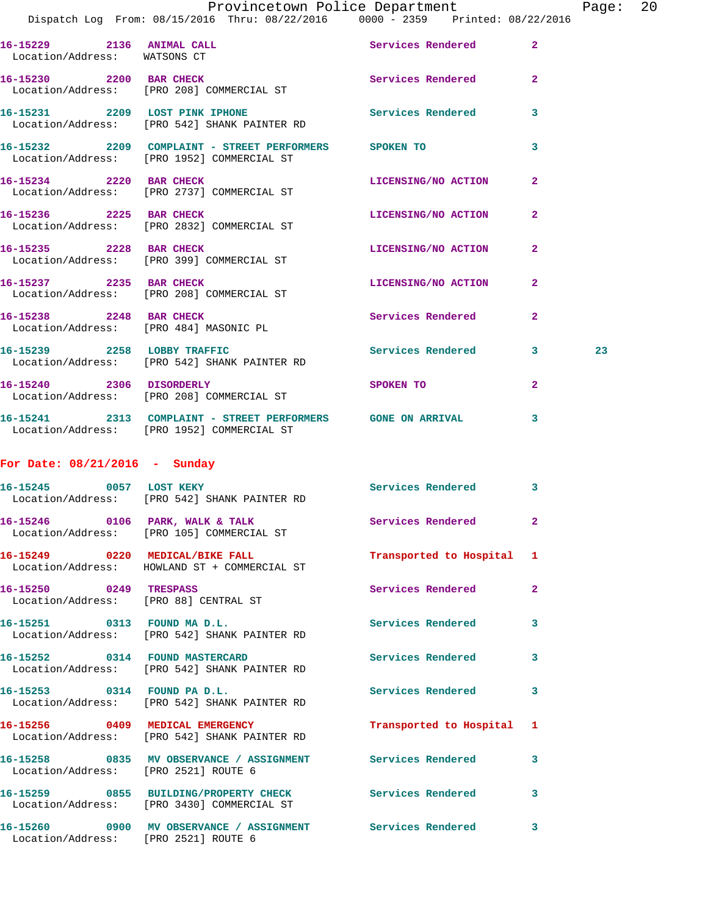16-15229 2136 ANIMAL CALL Services Rendered 2
Location/Address: WATSONS CT

16-15230 2200 BAR CHECK Services Rendered 2
Location/Address: [PRO 208] COMMERCIAL ST

16-15231 2209 LOST PINK IPHONE Services Rendered 3
Location/Address: [PRO 542] SHANK PAINTER RD

16-15232 2209 COMPLAINT - STREET PERFORMERS SPOKEN TO 3
Location/Address: [PRO 1952] COMMERCIAL ST

16-15234 2220 BAR CHECK LICENSING/NO ACTION 2
Location/Address: [PRO 2737] COMMERCIAL ST

16-15236 2225 BAR CHECK LICENSING/NO ACTION 2
Location/Address: [PRO 2832] COMMERCIAL ST

16-15235 2228 BAR CHECK LICENSING/NO ACTION 2
Location/Address: [PRO 399] COMMERCIAL ST

16-15237 2235 BAR CHECK LICENSING/NO ACTION 2
Location/Address: [PRO 208] COMMERCIAL ST

16-15238 2248 BAR CHECK Services Rendered 2
Location/Address: [PRO 484] MASONIC PL

16-15239 2258 LOBBY TRAFFIC Services Rendered 3 23
Location/Address: [PRO 542] SHANK PAINTER RD

16-15240 2306 DISORDERLY SPOKEN TO 2
Location/Address: [PRO 208] COMMERCIAL ST

16-15241 2313 COMPLAINT - STREET PERFORMERS GONE ON ARRIVAL 3
Location/Address: [PRO 1952] COMMERCIAL ST

## For Date: 08/21/2016 - Sunday

16-15245 0057 LOST KEKY Services Rendered 3
Location/Address: [PRO 542] SHANK PAINTER RD

16-15246 0106 PARK, WALK & TALK Services Rendered 2
Location/Address: [PRO 105] COMMERCIAL ST

16-15249 0220 MEDICAL/BIKE FALL Transported to Hospital 1
Location/Address: HOWLAND ST + COMMERCIAL ST

16-15250 0249 TRESPASS Services Rendered 2
Location/Address: [PRO 88] CENTRAL ST

16-15251 0313 FOUND MA D.L. Services Rendered 3
Location/Address: [PRO 542] SHANK PAINTER RD

16-15252 0314 FOUND MASTERCARD Services Rendered 3
Location/Address: [PRO 542] SHANK PAINTER RD

16-15253 0314 FOUND PA D.L. Services Rendered 3
Location/Address: [PRO 542] SHANK PAINTER RD

16-15256 0409 MEDICAL EMERGENCY Transported to Hospital 1
Location/Address: [PRO 542] SHANK PAINTER RD

16-15258 0835 MV OBSERVANCE / ASSIGNMENT Services Rendered 3
Location/Address: [PRO 2521] ROUTE 6

16-15259 0855 BUILDING/PROPERTY CHECK Services Rendered 3
Location/Address: [PRO 3430] COMMERCIAL ST

16-15260 0900 MV OBSERVANCE / ASSIGNMENT Services Rendered 3
Location/Address: [PRO 2521] ROUTE 6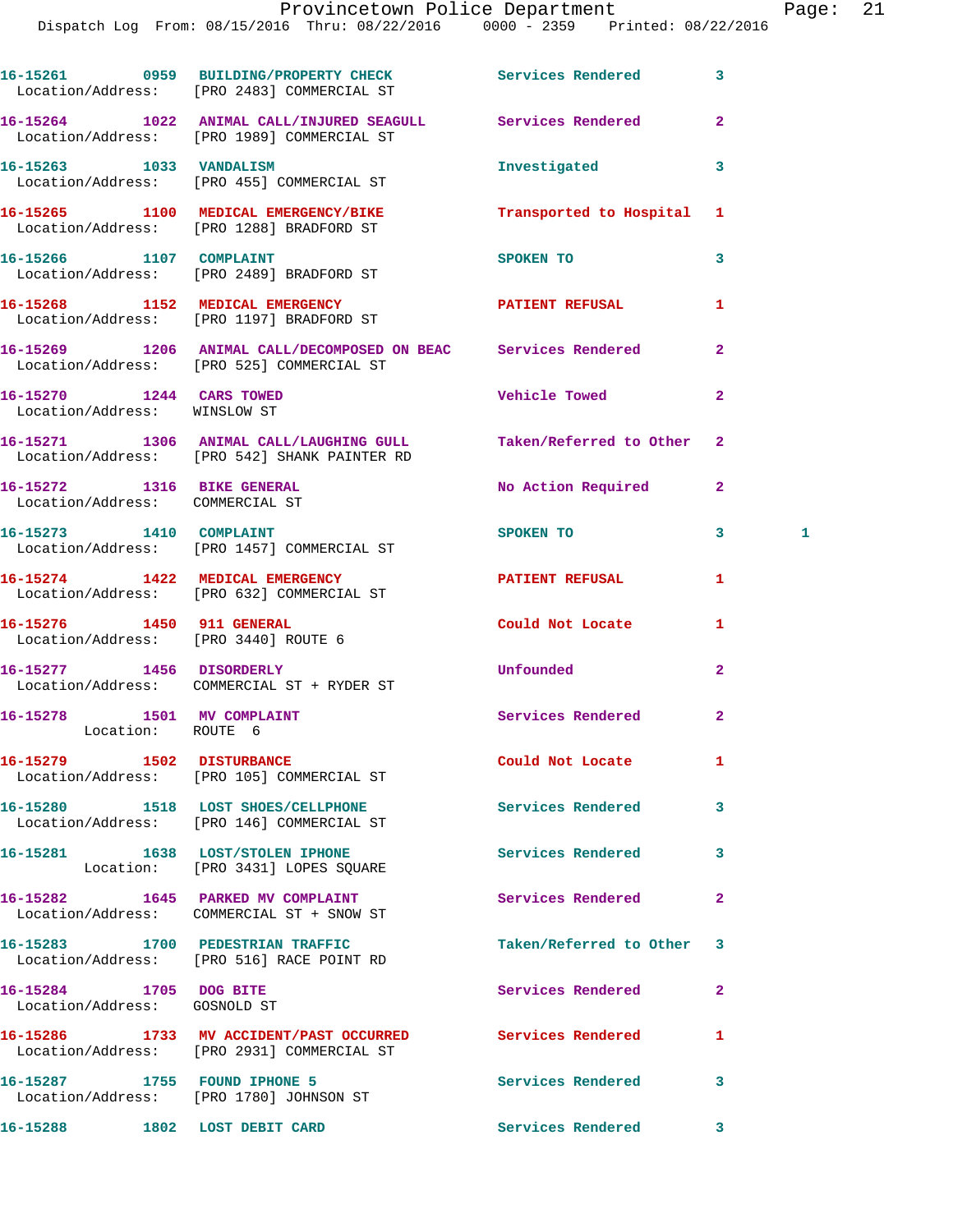16-15261 0959 BUILDING/PROPERTY CHECK Services Rendered 3
Location/Address: [PRO 2483] COMMERCIAL ST

16-15264 1022 ANIMAL CALL/INJURED SEAGULL Services Rendered 2
Location/Address: [PRO 1989] COMMERCIAL ST

16-15263 1033 VANDALISM Investigated 3
Location/Address: [PRO 455] COMMERCIAL ST

16-15265 1100 MEDICAL EMERGENCY/BIKE Transported to Hospital 1
Location/Address: [PRO 1288] BRADFORD ST

16-15266 1107 COMPLAINT SPOKEN TO 3
Location/Address: [PRO 2489] BRADFORD ST

16-15268 1152 MEDICAL EMERGENCY PATIENT REFUSAL 1
Location/Address: [PRO 1197] BRADFORD ST

16-15269 1206 ANIMAL CALL/DECOMPOSED ON BEAC Services Rendered 2
Location/Address: [PRO 525] COMMERCIAL ST

16-15270 1244 CARS TOWED Vehicle Towed 2
Location/Address: WINSLOW ST

16-15271 1306 ANIMAL CALL/LAUGHING GULL Taken/Referred to Other 2
Location/Address: [PRO 542] SHANK PAINTER RD

16-15272 1316 BIKE GENERAL No Action Required 2
Location/Address: COMMERCIAL ST

16-15273 1410 COMPLAINT SPOKEN TO 3 1
Location/Address: [PRO 1457] COMMERCIAL ST

16-15274 1422 MEDICAL EMERGENCY PATIENT REFUSAL 1
Location/Address: [PRO 632] COMMERCIAL ST

16-15276 1450 911 GENERAL Could Not Locate 1
Location/Address: [PRO 3440] ROUTE 6

16-15277 1456 DISORDERLY Unfounded 2
Location/Address: COMMERCIAL ST + RYDER ST

16-15278 1501 MV COMPLAINT Services Rendered 2
Location: ROUTE 6

16-15279 1502 DISTURBANCE Could Not Locate 1
Location/Address: [PRO 105] COMMERCIAL ST

16-15280 1518 LOST SHOES/CELLPHONE Services Rendered 3
Location/Address: [PRO 146] COMMERCIAL ST

16-15281 1638 LOST/STOLEN IPHONE Services Rendered 3
Location: [PRO 3431] LOPES SQUARE

16-15282 1645 PARKED MV COMPLAINT Services Rendered 2
Location/Address: COMMERCIAL ST + SNOW ST

16-15283 1700 PEDESTRIAN TRAFFIC Taken/Referred to Other 3
Location/Address: [PRO 516] RACE POINT RD

16-15284 1705 DOG BITE Services Rendered 2
Location/Address: GOSNOLD ST

16-15286 1733 MV ACCIDENT/PAST OCCURRED Services Rendered 1
Location/Address: [PRO 2931] COMMERCIAL ST

16-15287 1755 FOUND IPHONE 5 Services Rendered 3
Location/Address: [PRO 1780] JOHNSON ST

16-15288 1802 LOST DEBIT CARD Services Rendered 3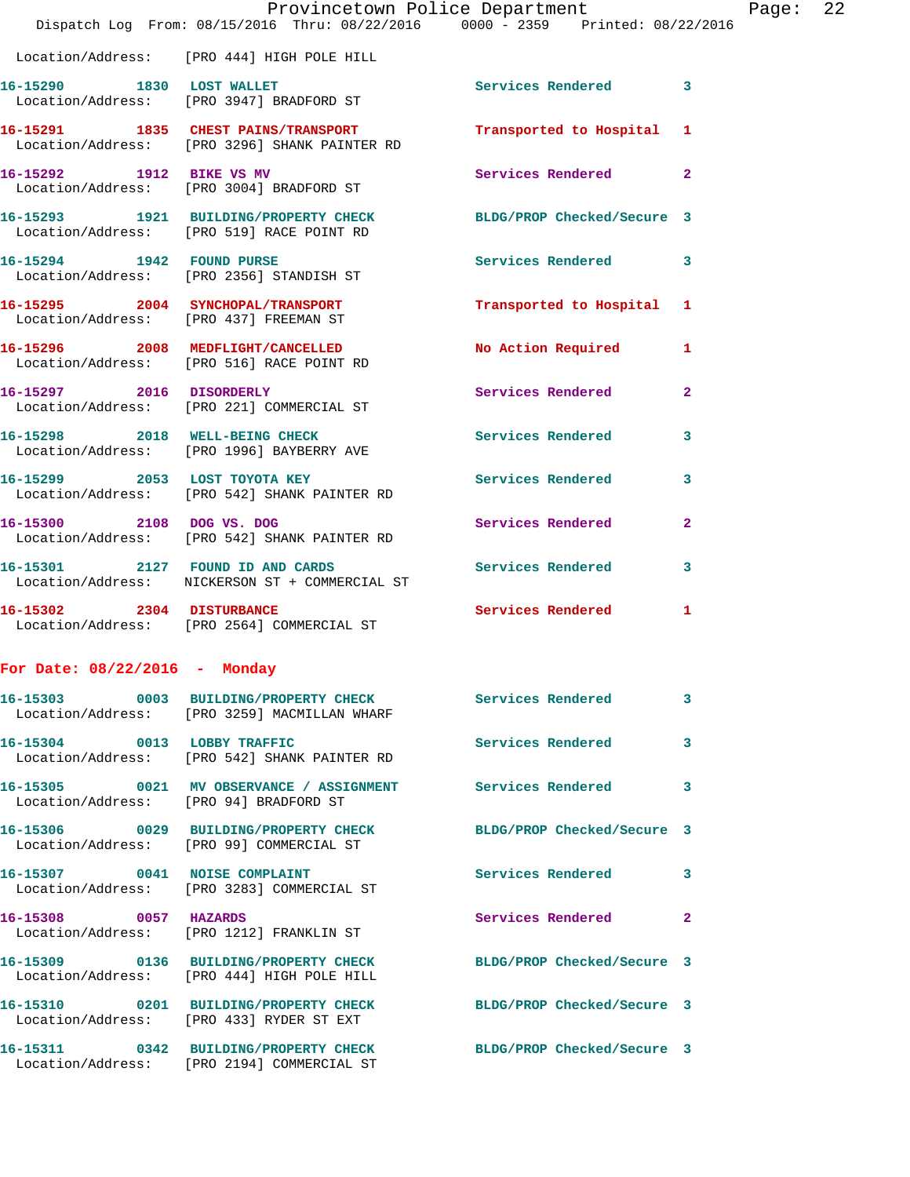Location/Address: [PRO 444] HIGH POLE HILL

| Call Number | Time | Call Reason | Action | Priority |
|---|---|---|---|---|
| 16-15290 | 1830 | LOST WALLET | Services Rendered | 3 |
| Location/Address: | | [PRO 3947] BRADFORD ST | | |
| 16-15291 | 1835 | CHEST PAINS/TRANSPORT | Transported to Hospital | 1 |
| Location/Address: | | [PRO 3296] SHANK PAINTER RD | | |
| 16-15292 | 1912 | BIKE VS MV | Services Rendered | 2 |
| Location/Address: | | [PRO 3004] BRADFORD ST | | |
| 16-15293 | 1921 | BUILDING/PROPERTY CHECK | BLDG/PROP Checked/Secure | 3 |
| Location/Address: | | [PRO 519] RACE POINT RD | | |
| 16-15294 | 1942 | FOUND PURSE | Services Rendered | 3 |
| Location/Address: | | [PRO 2356] STANDISH ST | | |
| 16-15295 | 2004 | SYNCHOPAL/TRANSPORT | Transported to Hospital | 1 |
| Location/Address: | | [PRO 437] FREEMAN ST | | |
| 16-15296 | 2008 | MEDFLIGHT/CANCELLED | No Action Required | 1 |
| Location/Address: | | [PRO 516] RACE POINT RD | | |
| 16-15297 | 2016 | DISORDERLY | Services Rendered | 2 |
| Location/Address: | | [PRO 221] COMMERCIAL ST | | |
| 16-15298 | 2018 | WELL-BEING CHECK | Services Rendered | 3 |
| Location/Address: | | [PRO 1996] BAYBERRY AVE | | |
| 16-15299 | 2053 | LOST TOYOTA KEY | Services Rendered | 3 |
| Location/Address: | | [PRO 542] SHANK PAINTER RD | | |
| 16-15300 | 2108 | DOG VS. DOG | Services Rendered | 2 |
| Location/Address: | | [PRO 542] SHANK PAINTER RD | | |
| 16-15301 | 2127 | FOUND ID AND CARDS | Services Rendered | 3 |
| Location/Address: | | NICKERSON ST + COMMERCIAL ST | | |
| 16-15302 | 2304 | DISTURBANCE | Services Rendered | 1 |
| Location/Address: | | [PRO 2564] COMMERCIAL ST | | |

## For Date: 08/22/2016 - Monday

| Call Number | Time | Call Reason | Action | Priority |
|---|---|---|---|---|
| 16-15303 | 0003 | BUILDING/PROPERTY CHECK | Services Rendered | 3 |
| Location/Address: | | [PRO 3259] MACMILLAN WHARF | | |
| 16-15304 | 0013 | LOBBY TRAFFIC | Services Rendered | 3 |
| Location/Address: | | [PRO 542] SHANK PAINTER RD | | |
| 16-15305 | 0021 | MV OBSERVANCE / ASSIGNMENT | Services Rendered | 3 |
| Location/Address: | | [PRO 94] BRADFORD ST | | |
| 16-15306 | 0029 | BUILDING/PROPERTY CHECK | BLDG/PROP Checked/Secure | 3 |
| Location/Address: | | [PRO 99] COMMERCIAL ST | | |
| 16-15307 | 0041 | NOISE COMPLAINT | Services Rendered | 3 |
| Location/Address: | | [PRO 3283] COMMERCIAL ST | | |
| 16-15308 | 0057 | HAZARDS | Services Rendered | 2 |
| Location/Address: | | [PRO 1212] FRANKLIN ST | | |
| 16-15309 | 0136 | BUILDING/PROPERTY CHECK | BLDG/PROP Checked/Secure | 3 |
| Location/Address: | | [PRO 444] HIGH POLE HILL | | |
| 16-15310 | 0201 | BUILDING/PROPERTY CHECK | BLDG/PROP Checked/Secure | 3 |
| Location/Address: | | [PRO 433] RYDER ST EXT | | |
| 16-15311 | 0342 | BUILDING/PROPERTY CHECK | BLDG/PROP Checked/Secure | 3 |
| Location/Address: | | [PRO 2194] COMMERCIAL ST | | |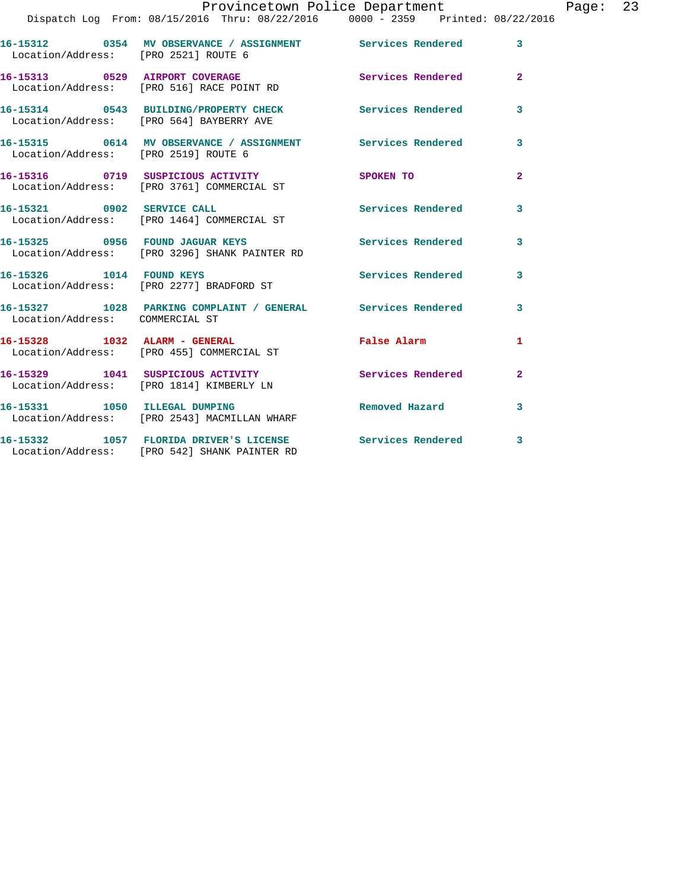16-15312 0354 MV OBSERVANCE / ASSIGNMENT Services Rendered 3
Location/Address: [PRO 2521] ROUTE 6

16-15313 0529 AIRPORT COVERAGE Services Rendered 2
Location/Address: [PRO 516] RACE POINT RD

16-15314 0543 BUILDING/PROPERTY CHECK Services Rendered 3
Location/Address: [PRO 564] BAYBERRY AVE

16-15315 0614 MV OBSERVANCE / ASSIGNMENT Services Rendered 3
Location/Address: [PRO 2519] ROUTE 6

16-15316 0719 SUSPICIOUS ACTIVITY SPOKEN TO 2
Location/Address: [PRO 3761] COMMERCIAL ST

16-15321 0902 SERVICE CALL Services Rendered 3
Location/Address: [PRO 1464] COMMERCIAL ST

16-15325 0956 FOUND JAGUAR KEYS Services Rendered 3
Location/Address: [PRO 3296] SHANK PAINTER RD

16-15326 1014 FOUND KEYS Services Rendered 3
Location/Address: [PRO 2277] BRADFORD ST

16-15327 1028 PARKING COMPLAINT / GENERAL Services Rendered 3
Location/Address: COMMERCIAL ST

16-15328 1032 ALARM - GENERAL False Alarm 1
Location/Address: [PRO 455] COMMERCIAL ST

16-15329 1041 SUSPICIOUS ACTIVITY Services Rendered 2
Location/Address: [PRO 1814] KIMBERLY LN

16-15331 1050 ILLEGAL DUMPING Removed Hazard 3
Location/Address: [PRO 2543] MACMILLAN WHARF

16-15332 1057 FLORIDA DRIVER'S LICENSE Services Rendered 3
Location/Address: [PRO 542] SHANK PAINTER RD